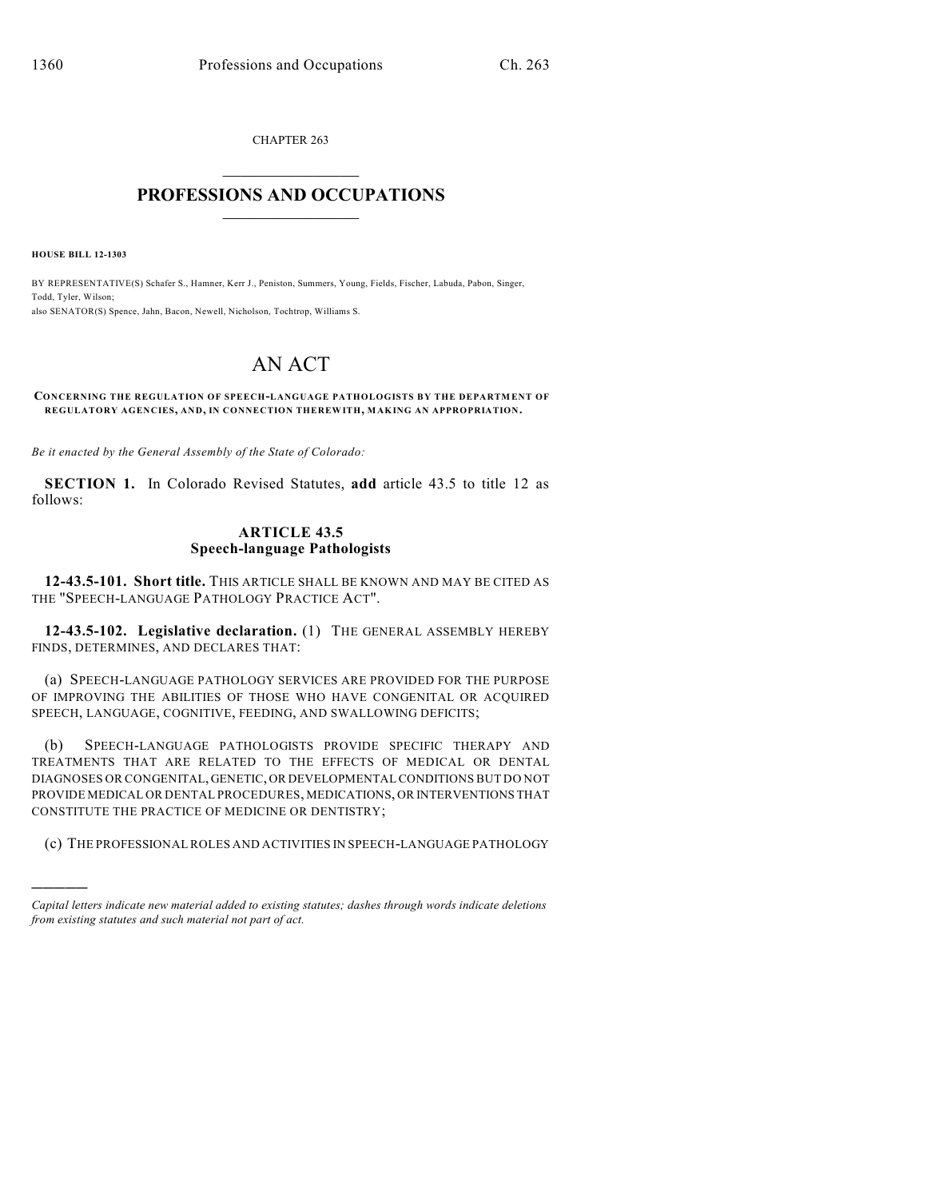CHAPTER 263

# PROFESSIONS AND OCCUPATIONS

**HOUSE BILL 12-1303**

BY REPRESENTATIVE(S) Schafer S., Hamner, Kerr J., Peniston, Summers, Young, Fields, Fischer, Labuda, Pabon, Singer, Todd, Tyler, Wilson;
also SENATOR(S) Spence, Jahn, Bacon, Newell, Nicholson, Tochtrop, Williams S.

# AN ACT

**CONCERNING THE REGULATION OF SPEECH-LANGUAGE PATHOLOGISTS BY THE DEPARTMENT OF REGULATORY AGENCIES, AND, IN CONNECTION THEREWITH, MAKING AN APPROPRIATION.**

*Be it enacted by the General Assembly of the State of Colorado:*

**SECTION 1.** In Colorado Revised Statutes, **add** article 43.5 to title 12 as follows:

## ARTICLE 43.5
## Speech-language Pathologists

**12-43.5-101. Short title.** THIS ARTICLE SHALL BE KNOWN AND MAY BE CITED AS THE "SPEECH-LANGUAGE PATHOLOGY PRACTICE ACT".

**12-43.5-102. Legislative declaration.** (1) THE GENERAL ASSEMBLY HEREBY FINDS, DETERMINES, AND DECLARES THAT:

(a) SPEECH-LANGUAGE PATHOLOGY SERVICES ARE PROVIDED FOR THE PURPOSE OF IMPROVING THE ABILITIES OF THOSE WHO HAVE CONGENITAL OR ACQUIRED SPEECH, LANGUAGE, COGNITIVE, FEEDING, AND SWALLOWING DEFICITS;

(b) SPEECH-LANGUAGE PATHOLOGISTS PROVIDE SPECIFIC THERAPY AND TREATMENTS THAT ARE RELATED TO THE EFFECTS OF MEDICAL OR DENTAL DIAGNOSES OR CONGENITAL, GENETIC, OR DEVELOPMENTAL CONDITIONS BUT DO NOT PROVIDE MEDICAL OR DENTAL PROCEDURES, MEDICATIONS, OR INTERVENTIONS THAT CONSTITUTE THE PRACTICE OF MEDICINE OR DENTISTRY;

(c) THE PROFESSIONAL ROLES AND ACTIVITIES IN SPEECH-LANGUAGE PATHOLOGY

---

*Capital letters indicate new material added to existing statutes; dashes through words indicate deletions from existing statutes and such material not part of act.*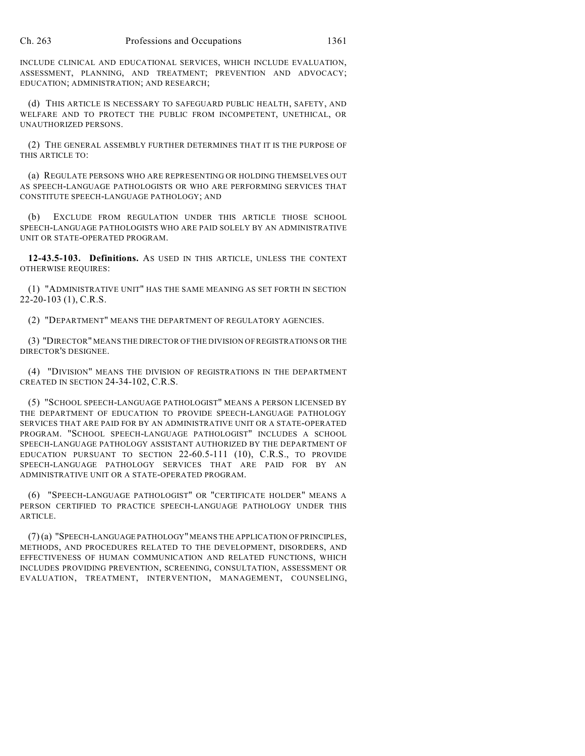INCLUDE CLINICAL AND EDUCATIONAL SERVICES, WHICH INCLUDE EVALUATION, ASSESSMENT, PLANNING, AND TREATMENT; PREVENTION AND ADVOCACY; EDUCATION; ADMINISTRATION; AND RESEARCH;

(d) THIS ARTICLE IS NECESSARY TO SAFEGUARD PUBLIC HEALTH, SAFETY, AND WELFARE AND TO PROTECT THE PUBLIC FROM INCOMPETENT, UNETHICAL, OR UNAUTHORIZED PERSONS.

(2) THE GENERAL ASSEMBLY FURTHER DETERMINES THAT IT IS THE PURPOSE OF THIS ARTICLE TO:

(a) REGULATE PERSONS WHO ARE REPRESENTING OR HOLDING THEMSELVES OUT AS SPEECH-LANGUAGE PATHOLOGISTS OR WHO ARE PERFORMING SERVICES THAT CONSTITUTE SPEECH-LANGUAGE PATHOLOGY; AND

(b) EXCLUDE FROM REGULATION UNDER THIS ARTICLE THOSE SCHOOL SPEECH-LANGUAGE PATHOLOGISTS WHO ARE PAID SOLELY BY AN ADMINISTRATIVE UNIT OR STATE-OPERATED PROGRAM.

**12-43.5-103. Definitions.** AS USED IN THIS ARTICLE, UNLESS THE CONTEXT OTHERWISE REQUIRES:

(1) "ADMINISTRATIVE UNIT" HAS THE SAME MEANING AS SET FORTH IN SECTION 22-20-103 (1), C.R.S.

(2) "DEPARTMENT" MEANS THE DEPARTMENT OF REGULATORY AGENCIES.

(3) "DIRECTOR" MEANS THE DIRECTOR OF THE DIVISION OF REGISTRATIONS OR THE DIRECTOR'S DESIGNEE.

(4) "DIVISION" MEANS THE DIVISION OF REGISTRATIONS IN THE DEPARTMENT CREATED IN SECTION 24-34-102, C.R.S.

(5) "SCHOOL SPEECH-LANGUAGE PATHOLOGIST" MEANS A PERSON LICENSED BY THE DEPARTMENT OF EDUCATION TO PROVIDE SPEECH-LANGUAGE PATHOLOGY SERVICES THAT ARE PAID FOR BY AN ADMINISTRATIVE UNIT OR A STATE-OPERATED PROGRAM. "SCHOOL SPEECH-LANGUAGE PATHOLOGIST" INCLUDES A SCHOOL SPEECH-LANGUAGE PATHOLOGY ASSISTANT AUTHORIZED BY THE DEPARTMENT OF EDUCATION PURSUANT TO SECTION 22-60.5-111 (10), C.R.S., TO PROVIDE SPEECH-LANGUAGE PATHOLOGY SERVICES THAT ARE PAID FOR BY AN ADMINISTRATIVE UNIT OR A STATE-OPERATED PROGRAM.

(6) "SPEECH-LANGUAGE PATHOLOGIST" OR "CERTIFICATE HOLDER" MEANS A PERSON CERTIFIED TO PRACTICE SPEECH-LANGUAGE PATHOLOGY UNDER THIS ARTICLE.

(7) (a) "SPEECH-LANGUAGE PATHOLOGY" MEANS THE APPLICATION OF PRINCIPLES, METHODS, AND PROCEDURES RELATED TO THE DEVELOPMENT, DISORDERS, AND EFFECTIVENESS OF HUMAN COMMUNICATION AND RELATED FUNCTIONS, WHICH INCLUDES PROVIDING PREVENTION, SCREENING, CONSULTATION, ASSESSMENT OR EVALUATION, TREATMENT, INTERVENTION, MANAGEMENT, COUNSELING,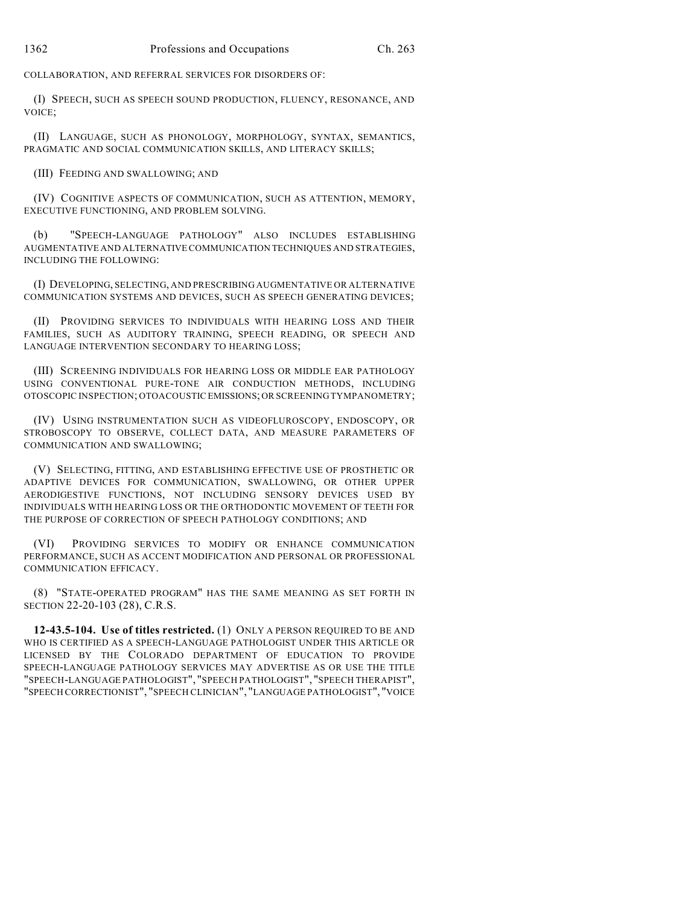COLLABORATION, AND REFERRAL SERVICES FOR DISORDERS OF:

(I) SPEECH, SUCH AS SPEECH SOUND PRODUCTION, FLUENCY, RESONANCE, AND VOICE;

(II) LANGUAGE, SUCH AS PHONOLOGY, MORPHOLOGY, SYNTAX, SEMANTICS, PRAGMATIC AND SOCIAL COMMUNICATION SKILLS, AND LITERACY SKILLS;

(III) FEEDING AND SWALLOWING; AND

(IV) COGNITIVE ASPECTS OF COMMUNICATION, SUCH AS ATTENTION, MEMORY, EXECUTIVE FUNCTIONING, AND PROBLEM SOLVING.

(b) "SPEECH-LANGUAGE PATHOLOGY" ALSO INCLUDES ESTABLISHING AUGMENTATIVE AND ALTERNATIVE COMMUNICATION TECHNIQUES AND STRATEGIES, INCLUDING THE FOLLOWING:

(I) DEVELOPING, SELECTING, AND PRESCRIBING AUGMENTATIVE OR ALTERNATIVE COMMUNICATION SYSTEMS AND DEVICES, SUCH AS SPEECH GENERATING DEVICES;

(II) PROVIDING SERVICES TO INDIVIDUALS WITH HEARING LOSS AND THEIR FAMILIES, SUCH AS AUDITORY TRAINING, SPEECH READING, OR SPEECH AND LANGUAGE INTERVENTION SECONDARY TO HEARING LOSS;

(III) SCREENING INDIVIDUALS FOR HEARING LOSS OR MIDDLE EAR PATHOLOGY USING CONVENTIONAL PURE-TONE AIR CONDUCTION METHODS, INCLUDING OTOSCOPIC INSPECTION; OTOACOUSTIC EMISSIONS; OR SCREENING TYMPANOMETRY;

(IV) USING INSTRUMENTATION SUCH AS VIDEOFLUROSCOPY, ENDOSCOPY, OR STROBOSCOPY TO OBSERVE, COLLECT DATA, AND MEASURE PARAMETERS OF COMMUNICATION AND SWALLOWING;

(V) SELECTING, FITTING, AND ESTABLISHING EFFECTIVE USE OF PROSTHETIC OR ADAPTIVE DEVICES FOR COMMUNICATION, SWALLOWING, OR OTHER UPPER AERODIGESTIVE FUNCTIONS, NOT INCLUDING SENSORY DEVICES USED BY INDIVIDUALS WITH HEARING LOSS OR THE ORTHODONTIC MOVEMENT OF TEETH FOR THE PURPOSE OF CORRECTION OF SPEECH PATHOLOGY CONDITIONS; AND

(VI) PROVIDING SERVICES TO MODIFY OR ENHANCE COMMUNICATION PERFORMANCE, SUCH AS ACCENT MODIFICATION AND PERSONAL OR PROFESSIONAL COMMUNICATION EFFICACY.

(8) "STATE-OPERATED PROGRAM" HAS THE SAME MEANING AS SET FORTH IN SECTION 22-20-103 (28), C.R.S.

**12-43.5-104. Use of titles restricted.** (1) ONLY A PERSON REQUIRED TO BE AND WHO IS CERTIFIED AS A SPEECH-LANGUAGE PATHOLOGIST UNDER THIS ARTICLE OR LICENSED BY THE COLORADO DEPARTMENT OF EDUCATION TO PROVIDE SPEECH-LANGUAGE PATHOLOGY SERVICES MAY ADVERTISE AS OR USE THE TITLE "SPEECH-LANGUAGE PATHOLOGIST", "SPEECH PATHOLOGIST", "SPEECH THERAPIST", "SPEECH CORRECTIONIST", "SPEECH CLINICIAN", "LANGUAGE PATHOLOGIST", "VOICE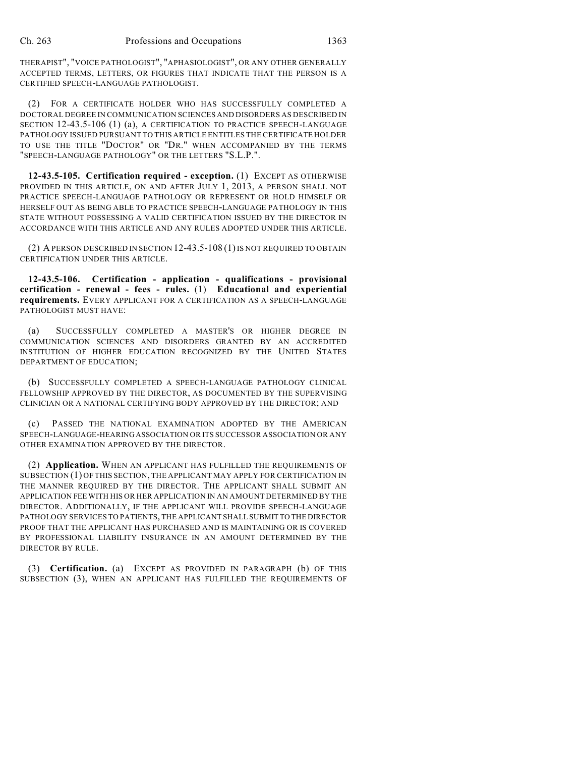THERAPIST", "VOICE PATHOLOGIST", "APHASIOLOGIST", OR ANY OTHER GENERALLY ACCEPTED TERMS, LETTERS, OR FIGURES THAT INDICATE THAT THE PERSON IS A CERTIFIED SPEECH-LANGUAGE PATHOLOGIST.

(2) FOR A CERTIFICATE HOLDER WHO HAS SUCCESSFULLY COMPLETED A DOCTORAL DEGREE IN COMMUNICATION SCIENCES AND DISORDERS AS DESCRIBED IN SECTION 12-43.5-106 (1) (a), A CERTIFICATION TO PRACTICE SPEECH-LANGUAGE PATHOLOGY ISSUED PURSUANT TO THIS ARTICLE ENTITLES THE CERTIFICATE HOLDER TO USE THE TITLE "DOCTOR" OR "DR." WHEN ACCOMPANIED BY THE TERMS "SPEECH-LANGUAGE PATHOLOGY" OR THE LETTERS "S.L.P.".

**12-43.5-105. Certification required - exception.** (1) EXCEPT AS OTHERWISE PROVIDED IN THIS ARTICLE, ON AND AFTER JULY 1, 2013, A PERSON SHALL NOT PRACTICE SPEECH-LANGUAGE PATHOLOGY OR REPRESENT OR HOLD HIMSELF OR HERSELF OUT AS BEING ABLE TO PRACTICE SPEECH-LANGUAGE PATHOLOGY IN THIS STATE WITHOUT POSSESSING A VALID CERTIFICATION ISSUED BY THE DIRECTOR IN ACCORDANCE WITH THIS ARTICLE AND ANY RULES ADOPTED UNDER THIS ARTICLE.

(2) A PERSON DESCRIBED IN SECTION 12-43.5-108 (1) IS NOT REQUIRED TO OBTAIN CERTIFICATION UNDER THIS ARTICLE.

**12-43.5-106. Certification - application - qualifications - provisional certification - renewal - fees - rules.** (1) **Educational and experiential requirements.** EVERY APPLICANT FOR A CERTIFICATION AS A SPEECH-LANGUAGE PATHOLOGIST MUST HAVE:

(a) SUCCESSFULLY COMPLETED A MASTER'S OR HIGHER DEGREE IN COMMUNICATION SCIENCES AND DISORDERS GRANTED BY AN ACCREDITED INSTITUTION OF HIGHER EDUCATION RECOGNIZED BY THE UNITED STATES DEPARTMENT OF EDUCATION;

(b) SUCCESSFULLY COMPLETED A SPEECH-LANGUAGE PATHOLOGY CLINICAL FELLOWSHIP APPROVED BY THE DIRECTOR, AS DOCUMENTED BY THE SUPERVISING CLINICIAN OR A NATIONAL CERTIFYING BODY APPROVED BY THE DIRECTOR; AND

(c) PASSED THE NATIONAL EXAMINATION ADOPTED BY THE AMERICAN SPEECH-LANGUAGE-HEARING ASSOCIATION OR ITS SUCCESSOR ASSOCIATION OR ANY OTHER EXAMINATION APPROVED BY THE DIRECTOR.

(2) **Application.** WHEN AN APPLICANT HAS FULFILLED THE REQUIREMENTS OF SUBSECTION (1) OF THIS SECTION, THE APPLICANT MAY APPLY FOR CERTIFICATION IN THE MANNER REQUIRED BY THE DIRECTOR. THE APPLICANT SHALL SUBMIT AN APPLICATION FEE WITH HIS OR HER APPLICATION IN AN AMOUNT DETERMINED BY THE DIRECTOR. ADDITIONALLY, IF THE APPLICANT WILL PROVIDE SPEECH-LANGUAGE PATHOLOGY SERVICES TO PATIENTS, THE APPLICANT SHALL SUBMIT TO THE DIRECTOR PROOF THAT THE APPLICANT HAS PURCHASED AND IS MAINTAINING OR IS COVERED BY PROFESSIONAL LIABILITY INSURANCE IN AN AMOUNT DETERMINED BY THE DIRECTOR BY RULE.

(3) **Certification.** (a) EXCEPT AS PROVIDED IN PARAGRAPH (b) OF THIS SUBSECTION (3), WHEN AN APPLICANT HAS FULFILLED THE REQUIREMENTS OF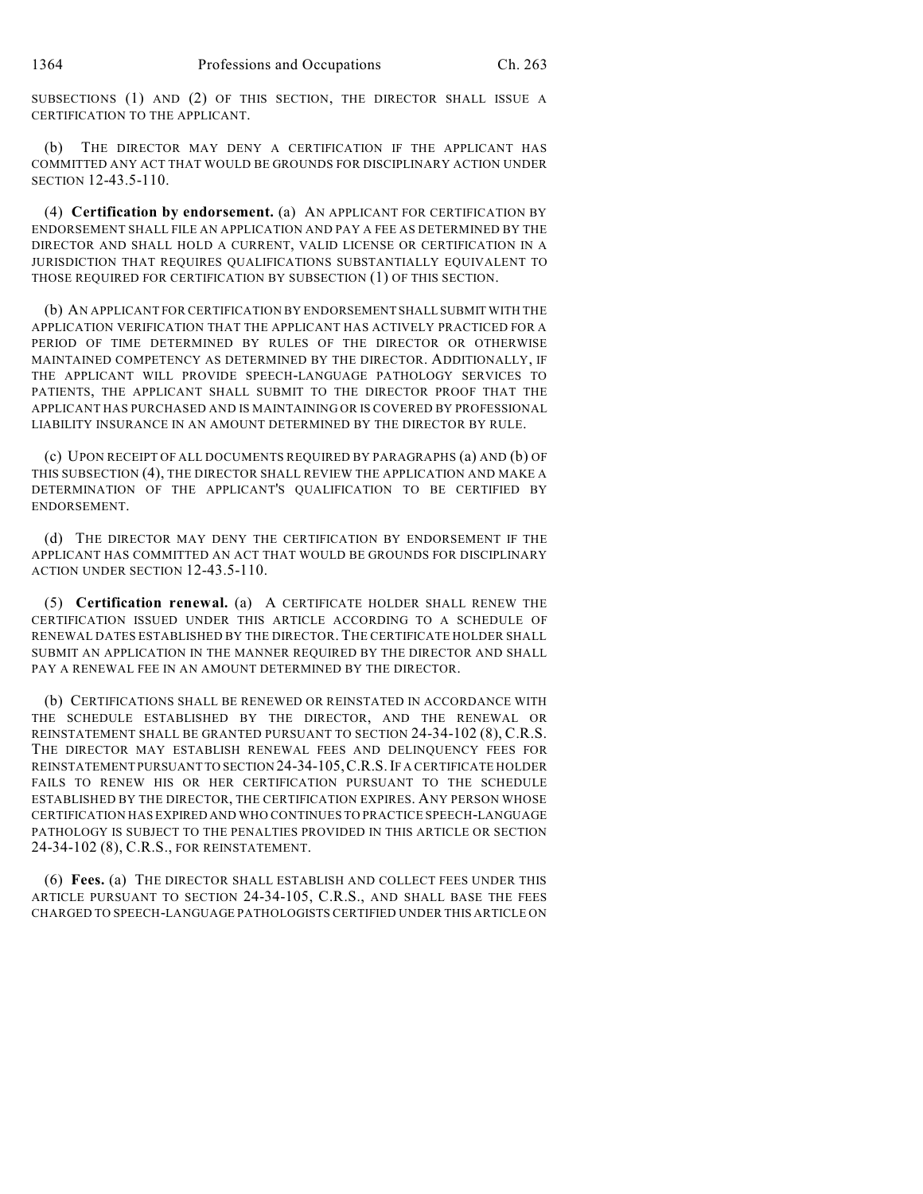SUBSECTIONS (1) AND (2) OF THIS SECTION, THE DIRECTOR SHALL ISSUE A CERTIFICATION TO THE APPLICANT.

(b) THE DIRECTOR MAY DENY A CERTIFICATION IF THE APPLICANT HAS COMMITTED ANY ACT THAT WOULD BE GROUNDS FOR DISCIPLINARY ACTION UNDER SECTION 12-43.5-110.

(4) **Certification by endorsement.** (a) AN APPLICANT FOR CERTIFICATION BY ENDORSEMENT SHALL FILE AN APPLICATION AND PAY A FEE AS DETERMINED BY THE DIRECTOR AND SHALL HOLD A CURRENT, VALID LICENSE OR CERTIFICATION IN A JURISDICTION THAT REQUIRES QUALIFICATIONS SUBSTANTIALLY EQUIVALENT TO THOSE REQUIRED FOR CERTIFICATION BY SUBSECTION (1) OF THIS SECTION.

(b) AN APPLICANT FOR CERTIFICATION BY ENDORSEMENT SHALL SUBMIT WITH THE APPLICATION VERIFICATION THAT THE APPLICANT HAS ACTIVELY PRACTICED FOR A PERIOD OF TIME DETERMINED BY RULES OF THE DIRECTOR OR OTHERWISE MAINTAINED COMPETENCY AS DETERMINED BY THE DIRECTOR. ADDITIONALLY, IF THE APPLICANT WILL PROVIDE SPEECH-LANGUAGE PATHOLOGY SERVICES TO PATIENTS, THE APPLICANT SHALL SUBMIT TO THE DIRECTOR PROOF THAT THE APPLICANT HAS PURCHASED AND IS MAINTAINING OR IS COVERED BY PROFESSIONAL LIABILITY INSURANCE IN AN AMOUNT DETERMINED BY THE DIRECTOR BY RULE.

(c) UPON RECEIPT OF ALL DOCUMENTS REQUIRED BY PARAGRAPHS (a) AND (b) OF THIS SUBSECTION (4), THE DIRECTOR SHALL REVIEW THE APPLICATION AND MAKE A DETERMINATION OF THE APPLICANT'S QUALIFICATION TO BE CERTIFIED BY ENDORSEMENT.

(d) THE DIRECTOR MAY DENY THE CERTIFICATION BY ENDORSEMENT IF THE APPLICANT HAS COMMITTED AN ACT THAT WOULD BE GROUNDS FOR DISCIPLINARY ACTION UNDER SECTION 12-43.5-110.

(5) **Certification renewal.** (a) A CERTIFICATE HOLDER SHALL RENEW THE CERTIFICATION ISSUED UNDER THIS ARTICLE ACCORDING TO A SCHEDULE OF RENEWAL DATES ESTABLISHED BY THE DIRECTOR. THE CERTIFICATE HOLDER SHALL SUBMIT AN APPLICATION IN THE MANNER REQUIRED BY THE DIRECTOR AND SHALL PAY A RENEWAL FEE IN AN AMOUNT DETERMINED BY THE DIRECTOR.

(b) CERTIFICATIONS SHALL BE RENEWED OR REINSTATED IN ACCORDANCE WITH THE SCHEDULE ESTABLISHED BY THE DIRECTOR, AND THE RENEWAL OR REINSTATEMENT SHALL BE GRANTED PURSUANT TO SECTION 24-34-102 (8), C.R.S. THE DIRECTOR MAY ESTABLISH RENEWAL FEES AND DELINQUENCY FEES FOR REINSTATEMENT PURSUANT TO SECTION 24-34-105, C.R.S. IF A CERTIFICATE HOLDER FAILS TO RENEW HIS OR HER CERTIFICATION PURSUANT TO THE SCHEDULE ESTABLISHED BY THE DIRECTOR, THE CERTIFICATION EXPIRES. ANY PERSON WHOSE CERTIFICATION HAS EXPIRED AND WHO CONTINUES TO PRACTICE SPEECH-LANGUAGE PATHOLOGY IS SUBJECT TO THE PENALTIES PROVIDED IN THIS ARTICLE OR SECTION 24-34-102 (8), C.R.S., FOR REINSTATEMENT.

(6) **Fees.** (a) THE DIRECTOR SHALL ESTABLISH AND COLLECT FEES UNDER THIS ARTICLE PURSUANT TO SECTION 24-34-105, C.R.S., AND SHALL BASE THE FEES CHARGED TO SPEECH-LANGUAGE PATHOLOGISTS CERTIFIED UNDER THIS ARTICLE ON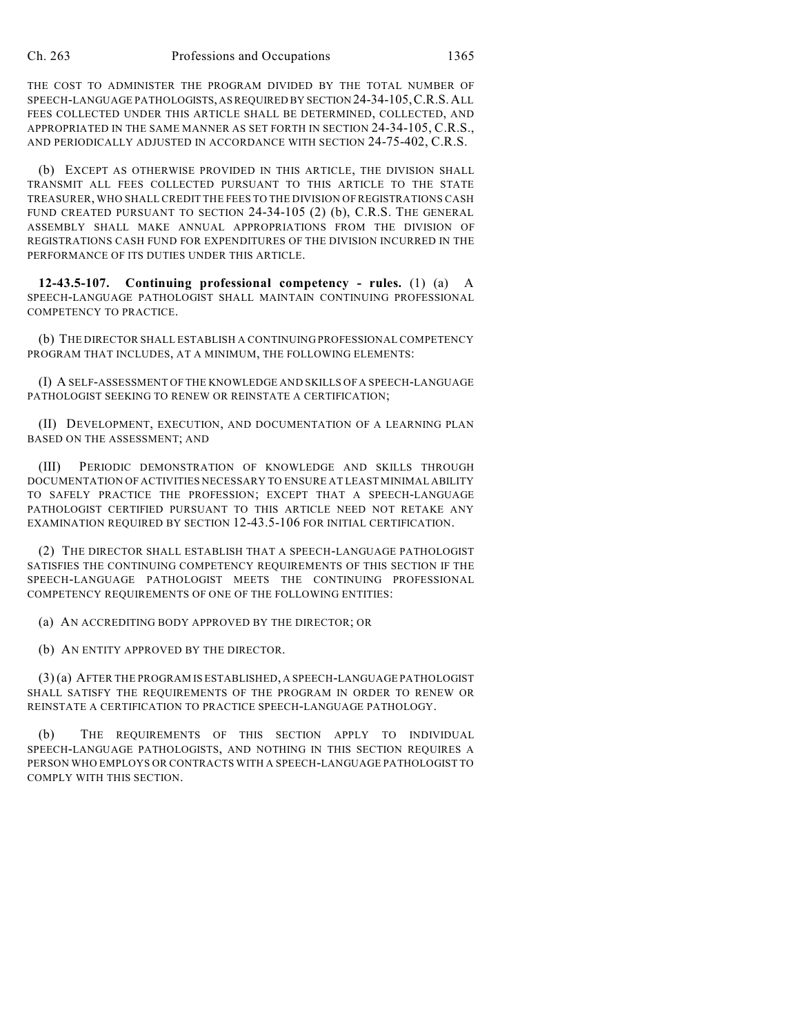THE COST TO ADMINISTER THE PROGRAM DIVIDED BY THE TOTAL NUMBER OF SPEECH-LANGUAGE PATHOLOGISTS, AS REQUIRED BY SECTION 24-34-105, C.R.S. ALL FEES COLLECTED UNDER THIS ARTICLE SHALL BE DETERMINED, COLLECTED, AND APPROPRIATED IN THE SAME MANNER AS SET FORTH IN SECTION 24-34-105, C.R.S., AND PERIODICALLY ADJUSTED IN ACCORDANCE WITH SECTION 24-75-402, C.R.S.

(b) EXCEPT AS OTHERWISE PROVIDED IN THIS ARTICLE, THE DIVISION SHALL TRANSMIT ALL FEES COLLECTED PURSUANT TO THIS ARTICLE TO THE STATE TREASURER, WHO SHALL CREDIT THE FEES TO THE DIVISION OF REGISTRATIONS CASH FUND CREATED PURSUANT TO SECTION 24-34-105 (2) (b), C.R.S. THE GENERAL ASSEMBLY SHALL MAKE ANNUAL APPROPRIATIONS FROM THE DIVISION OF REGISTRATIONS CASH FUND FOR EXPENDITURES OF THE DIVISION INCURRED IN THE PERFORMANCE OF ITS DUTIES UNDER THIS ARTICLE.

**12-43.5-107. Continuing professional competency - rules.** (1) (a) A SPEECH-LANGUAGE PATHOLOGIST SHALL MAINTAIN CONTINUING PROFESSIONAL COMPETENCY TO PRACTICE.

(b) THE DIRECTOR SHALL ESTABLISH A CONTINUING PROFESSIONAL COMPETENCY PROGRAM THAT INCLUDES, AT A MINIMUM, THE FOLLOWING ELEMENTS:

(I) A SELF-ASSESSMENT OF THE KNOWLEDGE AND SKILLS OF A SPEECH-LANGUAGE PATHOLOGIST SEEKING TO RENEW OR REINSTATE A CERTIFICATION;

(II) DEVELOPMENT, EXECUTION, AND DOCUMENTATION OF A LEARNING PLAN BASED ON THE ASSESSMENT; AND

(III) PERIODIC DEMONSTRATION OF KNOWLEDGE AND SKILLS THROUGH DOCUMENTATION OF ACTIVITIES NECESSARY TO ENSURE AT LEAST MINIMAL ABILITY TO SAFELY PRACTICE THE PROFESSION; EXCEPT THAT A SPEECH-LANGUAGE PATHOLOGIST CERTIFIED PURSUANT TO THIS ARTICLE NEED NOT RETAKE ANY EXAMINATION REQUIRED BY SECTION 12-43.5-106 FOR INITIAL CERTIFICATION.

(2) THE DIRECTOR SHALL ESTABLISH THAT A SPEECH-LANGUAGE PATHOLOGIST SATISFIES THE CONTINUING COMPETENCY REQUIREMENTS OF THIS SECTION IF THE SPEECH-LANGUAGE PATHOLOGIST MEETS THE CONTINUING PROFESSIONAL COMPETENCY REQUIREMENTS OF ONE OF THE FOLLOWING ENTITIES:

(a) AN ACCREDITING BODY APPROVED BY THE DIRECTOR; OR

(b) AN ENTITY APPROVED BY THE DIRECTOR.

(3) (a) AFTER THE PROGRAM IS ESTABLISHED, A SPEECH-LANGUAGE PATHOLOGIST SHALL SATISFY THE REQUIREMENTS OF THE PROGRAM IN ORDER TO RENEW OR REINSTATE A CERTIFICATION TO PRACTICE SPEECH-LANGUAGE PATHOLOGY.

(b) THE REQUIREMENTS OF THIS SECTION APPLY TO INDIVIDUAL SPEECH-LANGUAGE PATHOLOGISTS, AND NOTHING IN THIS SECTION REQUIRES A PERSON WHO EMPLOYS OR CONTRACTS WITH A SPEECH-LANGUAGE PATHOLOGIST TO COMPLY WITH THIS SECTION.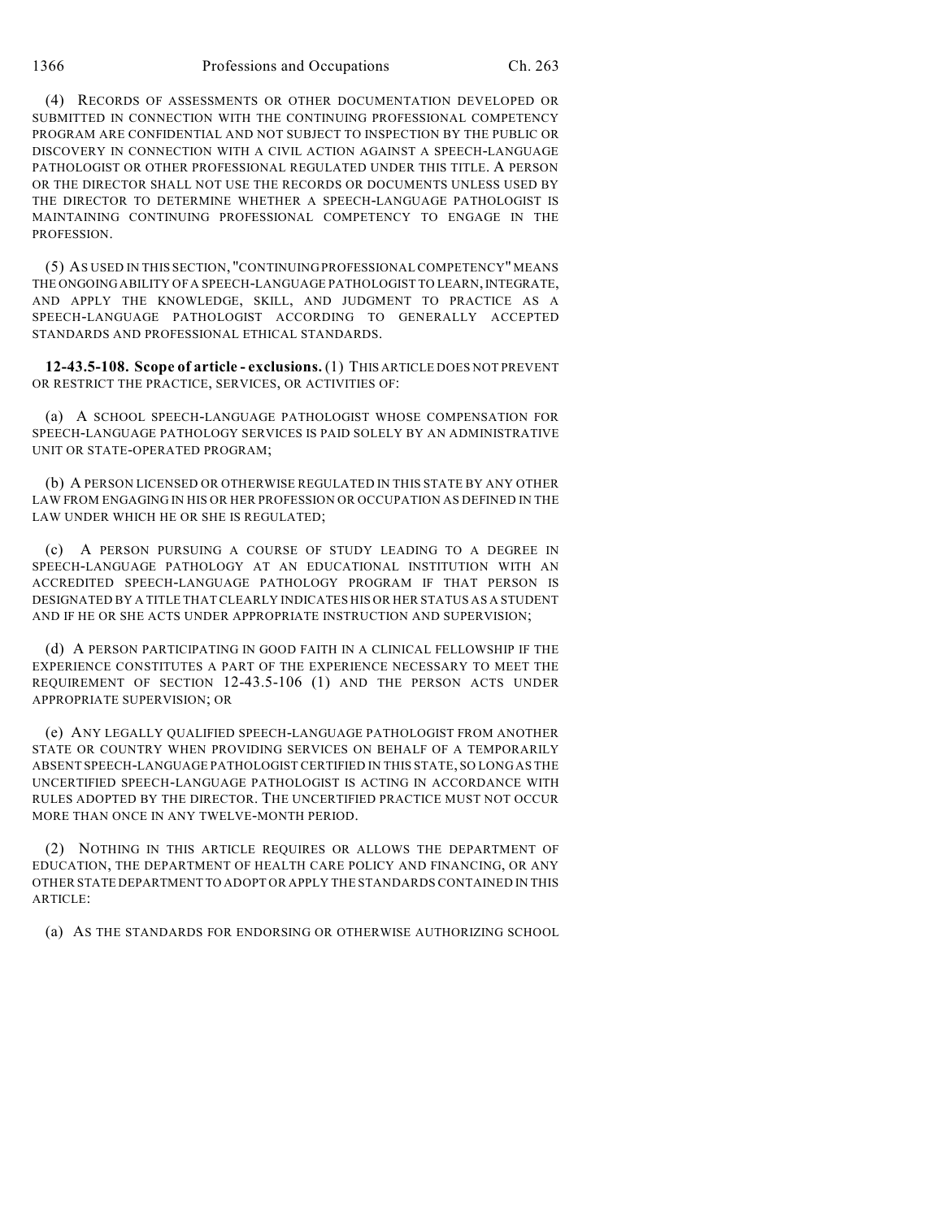(4) RECORDS OF ASSESSMENTS OR OTHER DOCUMENTATION DEVELOPED OR SUBMITTED IN CONNECTION WITH THE CONTINUING PROFESSIONAL COMPETENCY PROGRAM ARE CONFIDENTIAL AND NOT SUBJECT TO INSPECTION BY THE PUBLIC OR DISCOVERY IN CONNECTION WITH A CIVIL ACTION AGAINST A SPEECH-LANGUAGE PATHOLOGIST OR OTHER PROFESSIONAL REGULATED UNDER THIS TITLE. A PERSON OR THE DIRECTOR SHALL NOT USE THE RECORDS OR DOCUMENTS UNLESS USED BY THE DIRECTOR TO DETERMINE WHETHER A SPEECH-LANGUAGE PATHOLOGIST IS MAINTAINING CONTINUING PROFESSIONAL COMPETENCY TO ENGAGE IN THE PROFESSION.

(5) AS USED IN THIS SECTION, "CONTINUING PROFESSIONAL COMPETENCY" MEANS THE ONGOING ABILITY OF A SPEECH-LANGUAGE PATHOLOGIST TO LEARN, INTEGRATE, AND APPLY THE KNOWLEDGE, SKILL, AND JUDGMENT TO PRACTICE AS A SPEECH-LANGUAGE PATHOLOGIST ACCORDING TO GENERALLY ACCEPTED STANDARDS AND PROFESSIONAL ETHICAL STANDARDS.

**12-43.5-108. Scope of article - exclusions.** (1) THIS ARTICLE DOES NOT PREVENT OR RESTRICT THE PRACTICE, SERVICES, OR ACTIVITIES OF:

(a) A SCHOOL SPEECH-LANGUAGE PATHOLOGIST WHOSE COMPENSATION FOR SPEECH-LANGUAGE PATHOLOGY SERVICES IS PAID SOLELY BY AN ADMINISTRATIVE UNIT OR STATE-OPERATED PROGRAM;

(b) A PERSON LICENSED OR OTHERWISE REGULATED IN THIS STATE BY ANY OTHER LAW FROM ENGAGING IN HIS OR HER PROFESSION OR OCCUPATION AS DEFINED IN THE LAW UNDER WHICH HE OR SHE IS REGULATED;

(c) A PERSON PURSUING A COURSE OF STUDY LEADING TO A DEGREE IN SPEECH-LANGUAGE PATHOLOGY AT AN EDUCATIONAL INSTITUTION WITH AN ACCREDITED SPEECH-LANGUAGE PATHOLOGY PROGRAM IF THAT PERSON IS DESIGNATED BY A TITLE THAT CLEARLY INDICATES HIS OR HER STATUS AS A STUDENT AND IF HE OR SHE ACTS UNDER APPROPRIATE INSTRUCTION AND SUPERVISION;

(d) A PERSON PARTICIPATING IN GOOD FAITH IN A CLINICAL FELLOWSHIP IF THE EXPERIENCE CONSTITUTES A PART OF THE EXPERIENCE NECESSARY TO MEET THE REQUIREMENT OF SECTION 12-43.5-106 (1) AND THE PERSON ACTS UNDER APPROPRIATE SUPERVISION; OR

(e) ANY LEGALLY QUALIFIED SPEECH-LANGUAGE PATHOLOGIST FROM ANOTHER STATE OR COUNTRY WHEN PROVIDING SERVICES ON BEHALF OF A TEMPORARILY ABSENT SPEECH-LANGUAGE PATHOLOGIST CERTIFIED IN THIS STATE, SO LONG AS THE UNCERTIFIED SPEECH-LANGUAGE PATHOLOGIST IS ACTING IN ACCORDANCE WITH RULES ADOPTED BY THE DIRECTOR. THE UNCERTIFIED PRACTICE MUST NOT OCCUR MORE THAN ONCE IN ANY TWELVE-MONTH PERIOD.

(2) NOTHING IN THIS ARTICLE REQUIRES OR ALLOWS THE DEPARTMENT OF EDUCATION, THE DEPARTMENT OF HEALTH CARE POLICY AND FINANCING, OR ANY OTHER STATE DEPARTMENT TO ADOPT OR APPLY THE STANDARDS CONTAINED IN THIS ARTICLE:

(a) AS THE STANDARDS FOR ENDORSING OR OTHERWISE AUTHORIZING SCHOOL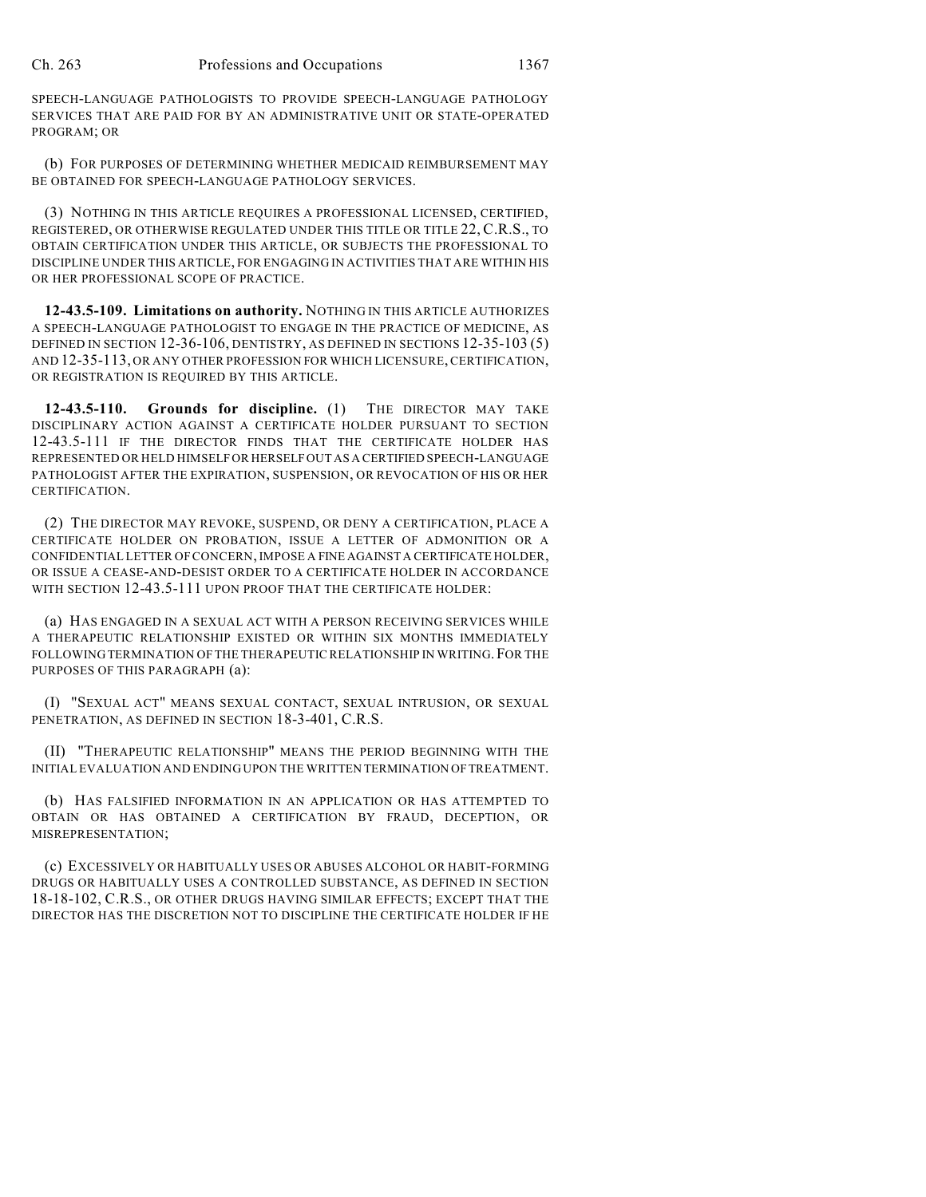SPEECH-LANGUAGE PATHOLOGISTS TO PROVIDE SPEECH-LANGUAGE PATHOLOGY SERVICES THAT ARE PAID FOR BY AN ADMINISTRATIVE UNIT OR STATE-OPERATED PROGRAM; OR

(b) FOR PURPOSES OF DETERMINING WHETHER MEDICAID REIMBURSEMENT MAY BE OBTAINED FOR SPEECH-LANGUAGE PATHOLOGY SERVICES.

(3) NOTHING IN THIS ARTICLE REQUIRES A PROFESSIONAL LICENSED, CERTIFIED, REGISTERED, OR OTHERWISE REGULATED UNDER THIS TITLE OR TITLE 22, C.R.S., TO OBTAIN CERTIFICATION UNDER THIS ARTICLE, OR SUBJECTS THE PROFESSIONAL TO DISCIPLINE UNDER THIS ARTICLE, FOR ENGAGING IN ACTIVITIES THAT ARE WITHIN HIS OR HER PROFESSIONAL SCOPE OF PRACTICE.

**12-43.5-109. Limitations on authority.** NOTHING IN THIS ARTICLE AUTHORIZES A SPEECH-LANGUAGE PATHOLOGIST TO ENGAGE IN THE PRACTICE OF MEDICINE, AS DEFINED IN SECTION 12-36-106, DENTISTRY, AS DEFINED IN SECTIONS 12-35-103 (5) AND 12-35-113, OR ANY OTHER PROFESSION FOR WHICH LICENSURE, CERTIFICATION, OR REGISTRATION IS REQUIRED BY THIS ARTICLE.

**12-43.5-110. Grounds for discipline.** (1) THE DIRECTOR MAY TAKE DISCIPLINARY ACTION AGAINST A CERTIFICATE HOLDER PURSUANT TO SECTION 12-43.5-111 IF THE DIRECTOR FINDS THAT THE CERTIFICATE HOLDER HAS REPRESENTED OR HELD HIMSELF OR HERSELF OUT AS A CERTIFIED SPEECH-LANGUAGE PATHOLOGIST AFTER THE EXPIRATION, SUSPENSION, OR REVOCATION OF HIS OR HER CERTIFICATION.

(2) THE DIRECTOR MAY REVOKE, SUSPEND, OR DENY A CERTIFICATION, PLACE A CERTIFICATE HOLDER ON PROBATION, ISSUE A LETTER OF ADMONITION OR A CONFIDENTIAL LETTER OF CONCERN, IMPOSE A FINE AGAINST A CERTIFICATE HOLDER, OR ISSUE A CEASE-AND-DESIST ORDER TO A CERTIFICATE HOLDER IN ACCORDANCE WITH SECTION 12-43.5-111 UPON PROOF THAT THE CERTIFICATE HOLDER:

(a) HAS ENGAGED IN A SEXUAL ACT WITH A PERSON RECEIVING SERVICES WHILE A THERAPEUTIC RELATIONSHIP EXISTED OR WITHIN SIX MONTHS IMMEDIATELY FOLLOWING TERMINATION OF THE THERAPEUTIC RELATIONSHIP IN WRITING. FOR THE PURPOSES OF THIS PARAGRAPH (a):

(I) "SEXUAL ACT" MEANS SEXUAL CONTACT, SEXUAL INTRUSION, OR SEXUAL PENETRATION, AS DEFINED IN SECTION 18-3-401, C.R.S.

(II) "THERAPEUTIC RELATIONSHIP" MEANS THE PERIOD BEGINNING WITH THE INITIAL EVALUATION AND ENDING UPON THE WRITTEN TERMINATION OF TREATMENT.

(b) HAS FALSIFIED INFORMATION IN AN APPLICATION OR HAS ATTEMPTED TO OBTAIN OR HAS OBTAINED A CERTIFICATION BY FRAUD, DECEPTION, OR MISREPRESENTATION;

(c) EXCESSIVELY OR HABITUALLY USES OR ABUSES ALCOHOL OR HABIT-FORMING DRUGS OR HABITUALLY USES A CONTROLLED SUBSTANCE, AS DEFINED IN SECTION 18-18-102, C.R.S., OR OTHER DRUGS HAVING SIMILAR EFFECTS; EXCEPT THAT THE DIRECTOR HAS THE DISCRETION NOT TO DISCIPLINE THE CERTIFICATE HOLDER IF HE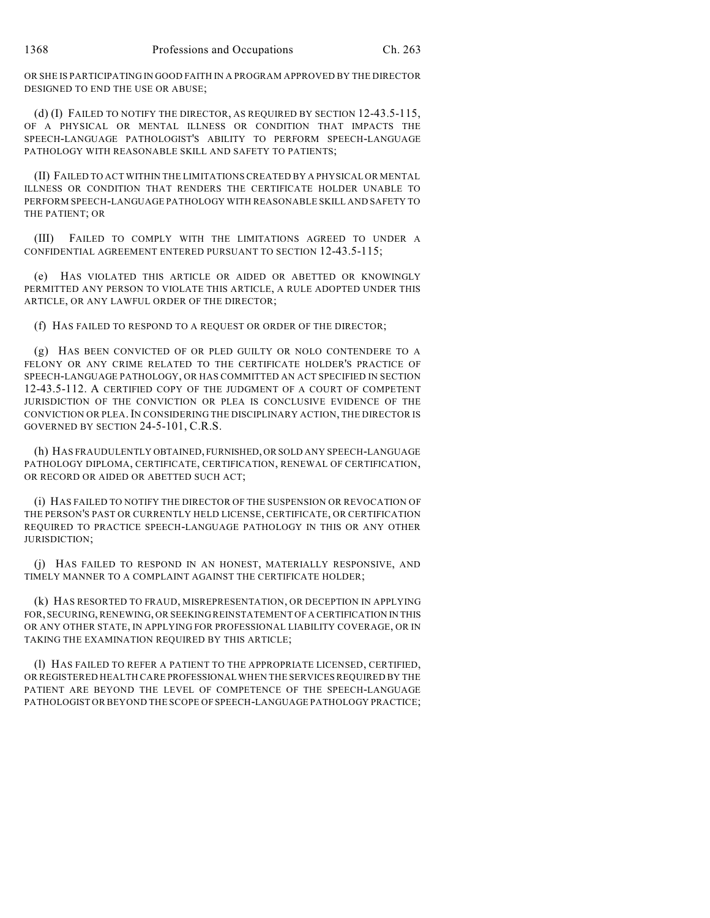OR SHE IS PARTICIPATING IN GOOD FAITH IN A PROGRAM APPROVED BY THE DIRECTOR DESIGNED TO END THE USE OR ABUSE;

(d) (I) FAILED TO NOTIFY THE DIRECTOR, AS REQUIRED BY SECTION 12-43.5-115, OF A PHYSICAL OR MENTAL ILLNESS OR CONDITION THAT IMPACTS THE SPEECH-LANGUAGE PATHOLOGIST'S ABILITY TO PERFORM SPEECH-LANGUAGE PATHOLOGY WITH REASONABLE SKILL AND SAFETY TO PATIENTS;

(II) FAILED TO ACT WITHIN THE LIMITATIONS CREATED BY A PHYSICAL OR MENTAL ILLNESS OR CONDITION THAT RENDERS THE CERTIFICATE HOLDER UNABLE TO PERFORM SPEECH-LANGUAGE PATHOLOGY WITH REASONABLE SKILL AND SAFETY TO THE PATIENT; OR

(III) FAILED TO COMPLY WITH THE LIMITATIONS AGREED TO UNDER A CONFIDENTIAL AGREEMENT ENTERED PURSUANT TO SECTION 12-43.5-115;

(e) HAS VIOLATED THIS ARTICLE OR AIDED OR ABETTED OR KNOWINGLY PERMITTED ANY PERSON TO VIOLATE THIS ARTICLE, A RULE ADOPTED UNDER THIS ARTICLE, OR ANY LAWFUL ORDER OF THE DIRECTOR;

(f) HAS FAILED TO RESPOND TO A REQUEST OR ORDER OF THE DIRECTOR;

(g) HAS BEEN CONVICTED OF OR PLED GUILTY OR NOLO CONTENDERE TO A FELONY OR ANY CRIME RELATED TO THE CERTIFICATE HOLDER'S PRACTICE OF SPEECH-LANGUAGE PATHOLOGY, OR HAS COMMITTED AN ACT SPECIFIED IN SECTION 12-43.5-112. A CERTIFIED COPY OF THE JUDGMENT OF A COURT OF COMPETENT JURISDICTION OF THE CONVICTION OR PLEA IS CONCLUSIVE EVIDENCE OF THE CONVICTION OR PLEA. IN CONSIDERING THE DISCIPLINARY ACTION, THE DIRECTOR IS GOVERNED BY SECTION 24-5-101, C.R.S.

(h) HAS FRAUDULENTLY OBTAINED, FURNISHED, OR SOLD ANY SPEECH-LANGUAGE PATHOLOGY DIPLOMA, CERTIFICATE, CERTIFICATION, RENEWAL OF CERTIFICATION, OR RECORD OR AIDED OR ABETTED SUCH ACT;

(i) HAS FAILED TO NOTIFY THE DIRECTOR OF THE SUSPENSION OR REVOCATION OF THE PERSON'S PAST OR CURRENTLY HELD LICENSE, CERTIFICATE, OR CERTIFICATION REQUIRED TO PRACTICE SPEECH-LANGUAGE PATHOLOGY IN THIS OR ANY OTHER JURISDICTION;

(j) HAS FAILED TO RESPOND IN AN HONEST, MATERIALLY RESPONSIVE, AND TIMELY MANNER TO A COMPLAINT AGAINST THE CERTIFICATE HOLDER;

(k) HAS RESORTED TO FRAUD, MISREPRESENTATION, OR DECEPTION IN APPLYING FOR, SECURING, RENEWING, OR SEEKING REINSTATEMENT OF A CERTIFICATION IN THIS OR ANY OTHER STATE, IN APPLYING FOR PROFESSIONAL LIABILITY COVERAGE, OR IN TAKING THE EXAMINATION REQUIRED BY THIS ARTICLE;

(l) HAS FAILED TO REFER A PATIENT TO THE APPROPRIATE LICENSED, CERTIFIED, OR REGISTERED HEALTH CARE PROFESSIONAL WHEN THE SERVICES REQUIRED BY THE PATIENT ARE BEYOND THE LEVEL OF COMPETENCE OF THE SPEECH-LANGUAGE PATHOLOGIST OR BEYOND THE SCOPE OF SPEECH-LANGUAGE PATHOLOGY PRACTICE;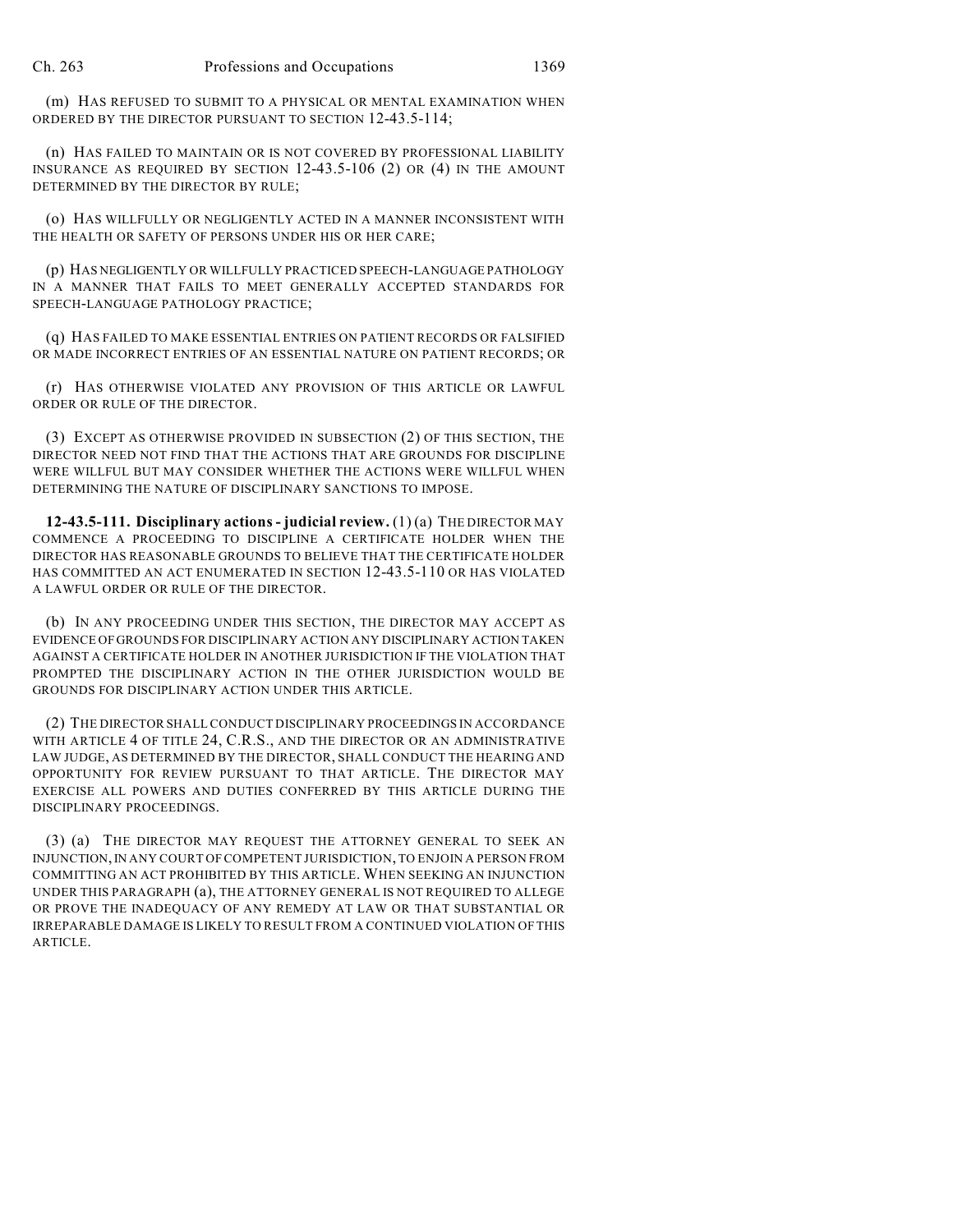(m) HAS REFUSED TO SUBMIT TO A PHYSICAL OR MENTAL EXAMINATION WHEN ORDERED BY THE DIRECTOR PURSUANT TO SECTION 12-43.5-114;

(n) HAS FAILED TO MAINTAIN OR IS NOT COVERED BY PROFESSIONAL LIABILITY INSURANCE AS REQUIRED BY SECTION 12-43.5-106 (2) OR (4) IN THE AMOUNT DETERMINED BY THE DIRECTOR BY RULE;

(o) HAS WILLFULLY OR NEGLIGENTLY ACTED IN A MANNER INCONSISTENT WITH THE HEALTH OR SAFETY OF PERSONS UNDER HIS OR HER CARE;

(p) HAS NEGLIGENTLY OR WILLFULLY PRACTICED SPEECH-LANGUAGE PATHOLOGY IN A MANNER THAT FAILS TO MEET GENERALLY ACCEPTED STANDARDS FOR SPEECH-LANGUAGE PATHOLOGY PRACTICE;

(q) HAS FAILED TO MAKE ESSENTIAL ENTRIES ON PATIENT RECORDS OR FALSIFIED OR MADE INCORRECT ENTRIES OF AN ESSENTIAL NATURE ON PATIENT RECORDS; OR

(r) HAS OTHERWISE VIOLATED ANY PROVISION OF THIS ARTICLE OR LAWFUL ORDER OR RULE OF THE DIRECTOR.

(3) EXCEPT AS OTHERWISE PROVIDED IN SUBSECTION (2) OF THIS SECTION, THE DIRECTOR NEED NOT FIND THAT THE ACTIONS THAT ARE GROUNDS FOR DISCIPLINE WERE WILLFUL BUT MAY CONSIDER WHETHER THE ACTIONS WERE WILLFUL WHEN DETERMINING THE NATURE OF DISCIPLINARY SANCTIONS TO IMPOSE.

**12-43.5-111. Disciplinary actions - judicial review.** (1) (a) THE DIRECTOR MAY COMMENCE A PROCEEDING TO DISCIPLINE A CERTIFICATE HOLDER WHEN THE DIRECTOR HAS REASONABLE GROUNDS TO BELIEVE THAT THE CERTIFICATE HOLDER HAS COMMITTED AN ACT ENUMERATED IN SECTION 12-43.5-110 OR HAS VIOLATED A LAWFUL ORDER OR RULE OF THE DIRECTOR.

(b) IN ANY PROCEEDING UNDER THIS SECTION, THE DIRECTOR MAY ACCEPT AS EVIDENCE OF GROUNDS FOR DISCIPLINARY ACTION ANY DISCIPLINARY ACTION TAKEN AGAINST A CERTIFICATE HOLDER IN ANOTHER JURISDICTION IF THE VIOLATION THAT PROMPTED THE DISCIPLINARY ACTION IN THE OTHER JURISDICTION WOULD BE GROUNDS FOR DISCIPLINARY ACTION UNDER THIS ARTICLE.

(2) THE DIRECTOR SHALL CONDUCT DISCIPLINARY PROCEEDINGS IN ACCORDANCE WITH ARTICLE 4 OF TITLE 24, C.R.S., AND THE DIRECTOR OR AN ADMINISTRATIVE LAW JUDGE, AS DETERMINED BY THE DIRECTOR, SHALL CONDUCT THE HEARING AND OPPORTUNITY FOR REVIEW PURSUANT TO THAT ARTICLE. THE DIRECTOR MAY EXERCISE ALL POWERS AND DUTIES CONFERRED BY THIS ARTICLE DURING THE DISCIPLINARY PROCEEDINGS.

(3) (a) THE DIRECTOR MAY REQUEST THE ATTORNEY GENERAL TO SEEK AN INJUNCTION, IN ANY COURT OF COMPETENT JURISDICTION, TO ENJOIN A PERSON FROM COMMITTING AN ACT PROHIBITED BY THIS ARTICLE. WHEN SEEKING AN INJUNCTION UNDER THIS PARAGRAPH (a), THE ATTORNEY GENERAL IS NOT REQUIRED TO ALLEGE OR PROVE THE INADEQUACY OF ANY REMEDY AT LAW OR THAT SUBSTANTIAL OR IRREPARABLE DAMAGE IS LIKELY TO RESULT FROM A CONTINUED VIOLATION OF THIS ARTICLE.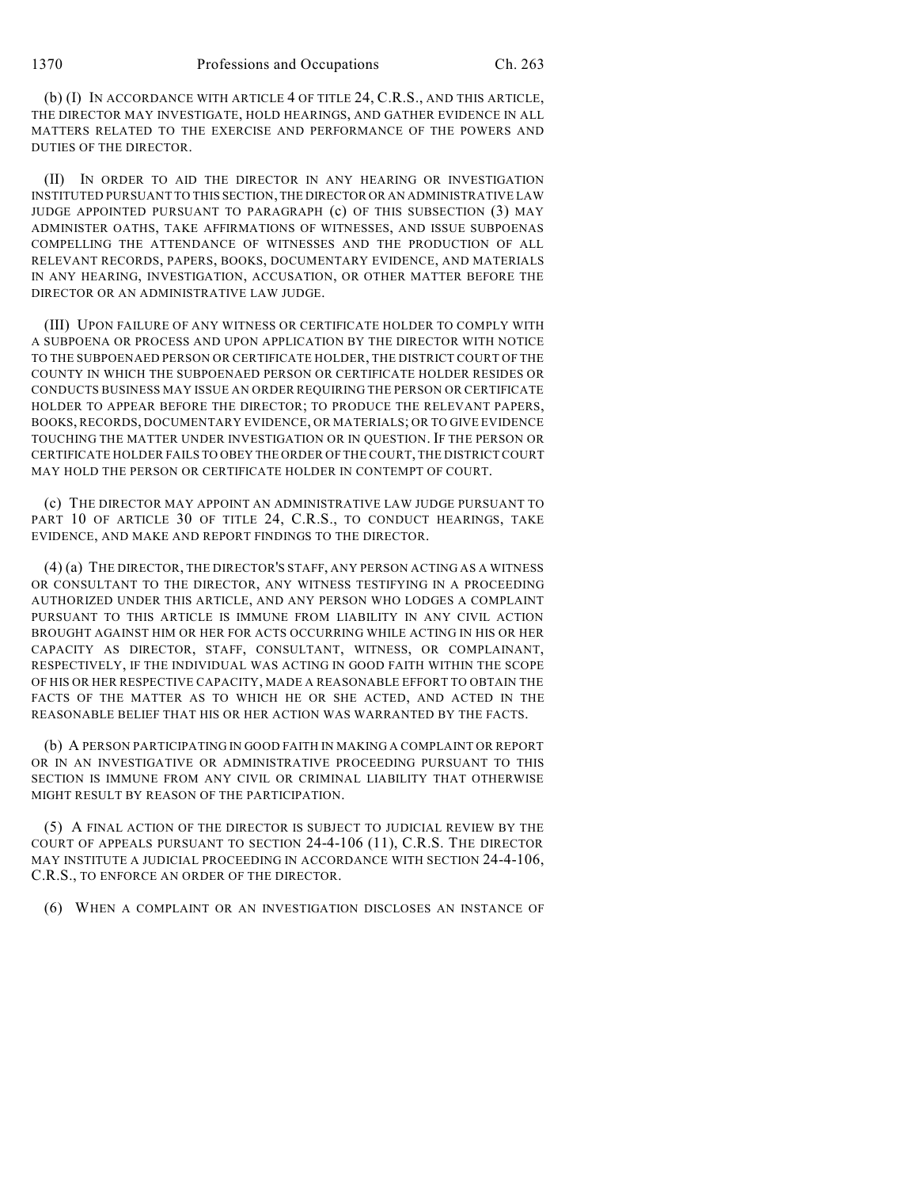(b) (I) IN ACCORDANCE WITH ARTICLE 4 OF TITLE 24, C.R.S., AND THIS ARTICLE, THE DIRECTOR MAY INVESTIGATE, HOLD HEARINGS, AND GATHER EVIDENCE IN ALL MATTERS RELATED TO THE EXERCISE AND PERFORMANCE OF THE POWERS AND DUTIES OF THE DIRECTOR.

(II) IN ORDER TO AID THE DIRECTOR IN ANY HEARING OR INVESTIGATION INSTITUTED PURSUANT TO THIS SECTION, THE DIRECTOR OR AN ADMINISTRATIVE LAW JUDGE APPOINTED PURSUANT TO PARAGRAPH (c) OF THIS SUBSECTION (3) MAY ADMINISTER OATHS, TAKE AFFIRMATIONS OF WITNESSES, AND ISSUE SUBPOENAS COMPELLING THE ATTENDANCE OF WITNESSES AND THE PRODUCTION OF ALL RELEVANT RECORDS, PAPERS, BOOKS, DOCUMENTARY EVIDENCE, AND MATERIALS IN ANY HEARING, INVESTIGATION, ACCUSATION, OR OTHER MATTER BEFORE THE DIRECTOR OR AN ADMINISTRATIVE LAW JUDGE.

(III) UPON FAILURE OF ANY WITNESS OR CERTIFICATE HOLDER TO COMPLY WITH A SUBPOENA OR PROCESS AND UPON APPLICATION BY THE DIRECTOR WITH NOTICE TO THE SUBPOENAED PERSON OR CERTIFICATE HOLDER, THE DISTRICT COURT OF THE COUNTY IN WHICH THE SUBPOENAED PERSON OR CERTIFICATE HOLDER RESIDES OR CONDUCTS BUSINESS MAY ISSUE AN ORDER REQUIRING THE PERSON OR CERTIFICATE HOLDER TO APPEAR BEFORE THE DIRECTOR; TO PRODUCE THE RELEVANT PAPERS, BOOKS, RECORDS, DOCUMENTARY EVIDENCE, OR MATERIALS; OR TO GIVE EVIDENCE TOUCHING THE MATTER UNDER INVESTIGATION OR IN QUESTION. IF THE PERSON OR CERTIFICATE HOLDER FAILS TO OBEY THE ORDER OF THE COURT, THE DISTRICT COURT MAY HOLD THE PERSON OR CERTIFICATE HOLDER IN CONTEMPT OF COURT.

(c) THE DIRECTOR MAY APPOINT AN ADMINISTRATIVE LAW JUDGE PURSUANT TO PART 10 OF ARTICLE 30 OF TITLE 24, C.R.S., TO CONDUCT HEARINGS, TAKE EVIDENCE, AND MAKE AND REPORT FINDINGS TO THE DIRECTOR.

(4) (a) THE DIRECTOR, THE DIRECTOR'S STAFF, ANY PERSON ACTING AS A WITNESS OR CONSULTANT TO THE DIRECTOR, ANY WITNESS TESTIFYING IN A PROCEEDING AUTHORIZED UNDER THIS ARTICLE, AND ANY PERSON WHO LODGES A COMPLAINT PURSUANT TO THIS ARTICLE IS IMMUNE FROM LIABILITY IN ANY CIVIL ACTION BROUGHT AGAINST HIM OR HER FOR ACTS OCCURRING WHILE ACTING IN HIS OR HER CAPACITY AS DIRECTOR, STAFF, CONSULTANT, WITNESS, OR COMPLAINANT, RESPECTIVELY, IF THE INDIVIDUAL WAS ACTING IN GOOD FAITH WITHIN THE SCOPE OF HIS OR HER RESPECTIVE CAPACITY, MADE A REASONABLE EFFORT TO OBTAIN THE FACTS OF THE MATTER AS TO WHICH HE OR SHE ACTED, AND ACTED IN THE REASONABLE BELIEF THAT HIS OR HER ACTION WAS WARRANTED BY THE FACTS.

(b) A PERSON PARTICIPATING IN GOOD FAITH IN MAKING A COMPLAINT OR REPORT OR IN AN INVESTIGATIVE OR ADMINISTRATIVE PROCEEDING PURSUANT TO THIS SECTION IS IMMUNE FROM ANY CIVIL OR CRIMINAL LIABILITY THAT OTHERWISE MIGHT RESULT BY REASON OF THE PARTICIPATION.

(5) A FINAL ACTION OF THE DIRECTOR IS SUBJECT TO JUDICIAL REVIEW BY THE COURT OF APPEALS PURSUANT TO SECTION 24-4-106 (11), C.R.S. THE DIRECTOR MAY INSTITUTE A JUDICIAL PROCEEDING IN ACCORDANCE WITH SECTION 24-4-106, C.R.S., TO ENFORCE AN ORDER OF THE DIRECTOR.

(6) WHEN A COMPLAINT OR AN INVESTIGATION DISCLOSES AN INSTANCE OF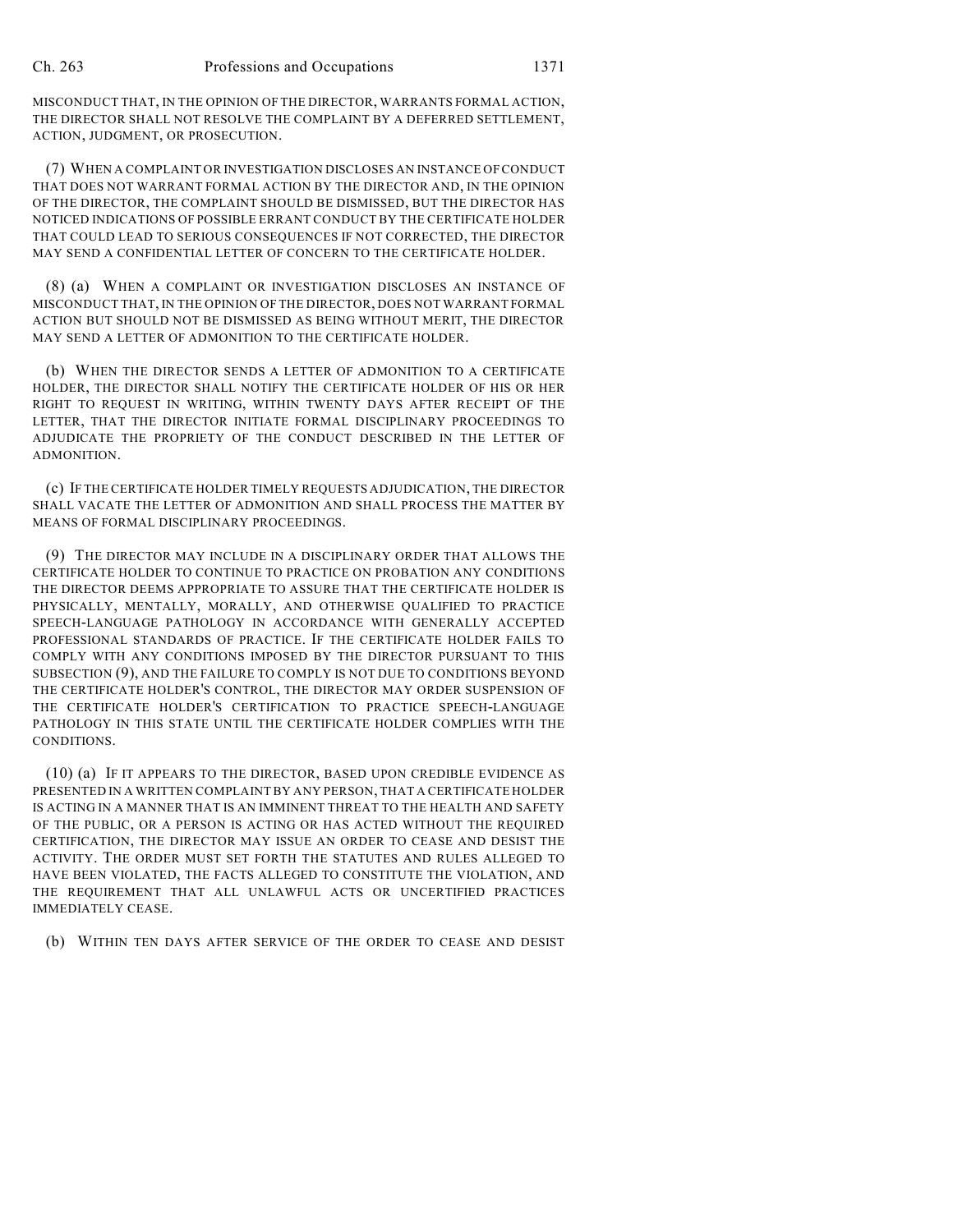MISCONDUCT THAT, IN THE OPINION OF THE DIRECTOR, WARRANTS FORMAL ACTION, THE DIRECTOR SHALL NOT RESOLVE THE COMPLAINT BY A DEFERRED SETTLEMENT, ACTION, JUDGMENT, OR PROSECUTION.

(7) WHEN A COMPLAINT OR INVESTIGATION DISCLOSES AN INSTANCE OF CONDUCT THAT DOES NOT WARRANT FORMAL ACTION BY THE DIRECTOR AND, IN THE OPINION OF THE DIRECTOR, THE COMPLAINT SHOULD BE DISMISSED, BUT THE DIRECTOR HAS NOTICED INDICATIONS OF POSSIBLE ERRANT CONDUCT BY THE CERTIFICATE HOLDER THAT COULD LEAD TO SERIOUS CONSEQUENCES IF NOT CORRECTED, THE DIRECTOR MAY SEND A CONFIDENTIAL LETTER OF CONCERN TO THE CERTIFICATE HOLDER.

(8) (a) WHEN A COMPLAINT OR INVESTIGATION DISCLOSES AN INSTANCE OF MISCONDUCT THAT, IN THE OPINION OF THE DIRECTOR, DOES NOT WARRANT FORMAL ACTION BUT SHOULD NOT BE DISMISSED AS BEING WITHOUT MERIT, THE DIRECTOR MAY SEND A LETTER OF ADMONITION TO THE CERTIFICATE HOLDER.

(b) WHEN THE DIRECTOR SENDS A LETTER OF ADMONITION TO A CERTIFICATE HOLDER, THE DIRECTOR SHALL NOTIFY THE CERTIFICATE HOLDER OF HIS OR HER RIGHT TO REQUEST IN WRITING, WITHIN TWENTY DAYS AFTER RECEIPT OF THE LETTER, THAT THE DIRECTOR INITIATE FORMAL DISCIPLINARY PROCEEDINGS TO ADJUDICATE THE PROPRIETY OF THE CONDUCT DESCRIBED IN THE LETTER OF ADMONITION.

(c) IF THE CERTIFICATE HOLDER TIMELY REQUESTS ADJUDICATION, THE DIRECTOR SHALL VACATE THE LETTER OF ADMONITION AND SHALL PROCESS THE MATTER BY MEANS OF FORMAL DISCIPLINARY PROCEEDINGS.

(9) THE DIRECTOR MAY INCLUDE IN A DISCIPLINARY ORDER THAT ALLOWS THE CERTIFICATE HOLDER TO CONTINUE TO PRACTICE ON PROBATION ANY CONDITIONS THE DIRECTOR DEEMS APPROPRIATE TO ASSURE THAT THE CERTIFICATE HOLDER IS PHYSICALLY, MENTALLY, MORALLY, AND OTHERWISE QUALIFIED TO PRACTICE SPEECH-LANGUAGE PATHOLOGY IN ACCORDANCE WITH GENERALLY ACCEPTED PROFESSIONAL STANDARDS OF PRACTICE. IF THE CERTIFICATE HOLDER FAILS TO COMPLY WITH ANY CONDITIONS IMPOSED BY THE DIRECTOR PURSUANT TO THIS SUBSECTION (9), AND THE FAILURE TO COMPLY IS NOT DUE TO CONDITIONS BEYOND THE CERTIFICATE HOLDER'S CONTROL, THE DIRECTOR MAY ORDER SUSPENSION OF THE CERTIFICATE HOLDER'S CERTIFICATION TO PRACTICE SPEECH-LANGUAGE PATHOLOGY IN THIS STATE UNTIL THE CERTIFICATE HOLDER COMPLIES WITH THE CONDITIONS.

(10) (a) IF IT APPEARS TO THE DIRECTOR, BASED UPON CREDIBLE EVIDENCE AS PRESENTED IN A WRITTEN COMPLAINT BY ANY PERSON, THAT A CERTIFICATE HOLDER IS ACTING IN A MANNER THAT IS AN IMMINENT THREAT TO THE HEALTH AND SAFETY OF THE PUBLIC, OR A PERSON IS ACTING OR HAS ACTED WITHOUT THE REQUIRED CERTIFICATION, THE DIRECTOR MAY ISSUE AN ORDER TO CEASE AND DESIST THE ACTIVITY. THE ORDER MUST SET FORTH THE STATUTES AND RULES ALLEGED TO HAVE BEEN VIOLATED, THE FACTS ALLEGED TO CONSTITUTE THE VIOLATION, AND THE REQUIREMENT THAT ALL UNLAWFUL ACTS OR UNCERTIFIED PRACTICES IMMEDIATELY CEASE.

(b) WITHIN TEN DAYS AFTER SERVICE OF THE ORDER TO CEASE AND DESIST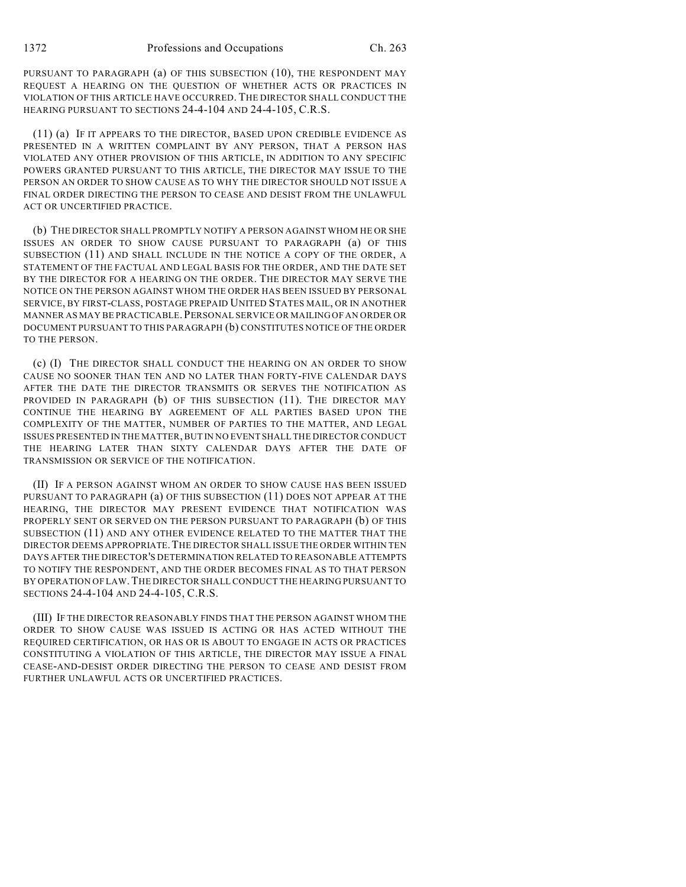PURSUANT TO PARAGRAPH (a) OF THIS SUBSECTION (10), THE RESPONDENT MAY REQUEST A HEARING ON THE QUESTION OF WHETHER ACTS OR PRACTICES IN VIOLATION OF THIS ARTICLE HAVE OCCURRED. THE DIRECTOR SHALL CONDUCT THE HEARING PURSUANT TO SECTIONS 24-4-104 AND 24-4-105, C.R.S.

(11) (a) IF IT APPEARS TO THE DIRECTOR, BASED UPON CREDIBLE EVIDENCE AS PRESENTED IN A WRITTEN COMPLAINT BY ANY PERSON, THAT A PERSON HAS VIOLATED ANY OTHER PROVISION OF THIS ARTICLE, IN ADDITION TO ANY SPECIFIC POWERS GRANTED PURSUANT TO THIS ARTICLE, THE DIRECTOR MAY ISSUE TO THE PERSON AN ORDER TO SHOW CAUSE AS TO WHY THE DIRECTOR SHOULD NOT ISSUE A FINAL ORDER DIRECTING THE PERSON TO CEASE AND DESIST FROM THE UNLAWFUL ACT OR UNCERTIFIED PRACTICE.

(b) THE DIRECTOR SHALL PROMPTLY NOTIFY A PERSON AGAINST WHOM HE OR SHE ISSUES AN ORDER TO SHOW CAUSE PURSUANT TO PARAGRAPH (a) OF THIS SUBSECTION (11) AND SHALL INCLUDE IN THE NOTICE A COPY OF THE ORDER, A STATEMENT OF THE FACTUAL AND LEGAL BASIS FOR THE ORDER, AND THE DATE SET BY THE DIRECTOR FOR A HEARING ON THE ORDER. THE DIRECTOR MAY SERVE THE NOTICE ON THE PERSON AGAINST WHOM THE ORDER HAS BEEN ISSUED BY PERSONAL SERVICE, BY FIRST-CLASS, POSTAGE PREPAID UNITED STATES MAIL, OR IN ANOTHER MANNER AS MAY BE PRACTICABLE. PERSONAL SERVICE OR MAILING OF AN ORDER OR DOCUMENT PURSUANT TO THIS PARAGRAPH (b) CONSTITUTES NOTICE OF THE ORDER TO THE PERSON.

(c) (I) THE DIRECTOR SHALL CONDUCT THE HEARING ON AN ORDER TO SHOW CAUSE NO SOONER THAN TEN AND NO LATER THAN FORTY-FIVE CALENDAR DAYS AFTER THE DATE THE DIRECTOR TRANSMITS OR SERVES THE NOTIFICATION AS PROVIDED IN PARAGRAPH (b) OF THIS SUBSECTION (11). THE DIRECTOR MAY CONTINUE THE HEARING BY AGREEMENT OF ALL PARTIES BASED UPON THE COMPLEXITY OF THE MATTER, NUMBER OF PARTIES TO THE MATTER, AND LEGAL ISSUES PRESENTED IN THE MATTER, BUT IN NO EVENT SHALL THE DIRECTOR CONDUCT THE HEARING LATER THAN SIXTY CALENDAR DAYS AFTER THE DATE OF TRANSMISSION OR SERVICE OF THE NOTIFICATION.

(II) IF A PERSON AGAINST WHOM AN ORDER TO SHOW CAUSE HAS BEEN ISSUED PURSUANT TO PARAGRAPH (a) OF THIS SUBSECTION (11) DOES NOT APPEAR AT THE HEARING, THE DIRECTOR MAY PRESENT EVIDENCE THAT NOTIFICATION WAS PROPERLY SENT OR SERVED ON THE PERSON PURSUANT TO PARAGRAPH (b) OF THIS SUBSECTION (11) AND ANY OTHER EVIDENCE RELATED TO THE MATTER THAT THE DIRECTOR DEEMS APPROPRIATE. THE DIRECTOR SHALL ISSUE THE ORDER WITHIN TEN DAYS AFTER THE DIRECTOR'S DETERMINATION RELATED TO REASONABLE ATTEMPTS TO NOTIFY THE RESPONDENT, AND THE ORDER BECOMES FINAL AS TO THAT PERSON BY OPERATION OF LAW. THE DIRECTOR SHALL CONDUCT THE HEARING PURSUANT TO SECTIONS 24-4-104 AND 24-4-105, C.R.S.

(III) IF THE DIRECTOR REASONABLY FINDS THAT THE PERSON AGAINST WHOM THE ORDER TO SHOW CAUSE WAS ISSUED IS ACTING OR HAS ACTED WITHOUT THE REQUIRED CERTIFICATION, OR HAS OR IS ABOUT TO ENGAGE IN ACTS OR PRACTICES CONSTITUTING A VIOLATION OF THIS ARTICLE, THE DIRECTOR MAY ISSUE A FINAL CEASE-AND-DESIST ORDER DIRECTING THE PERSON TO CEASE AND DESIST FROM FURTHER UNLAWFUL ACTS OR UNCERTIFIED PRACTICES.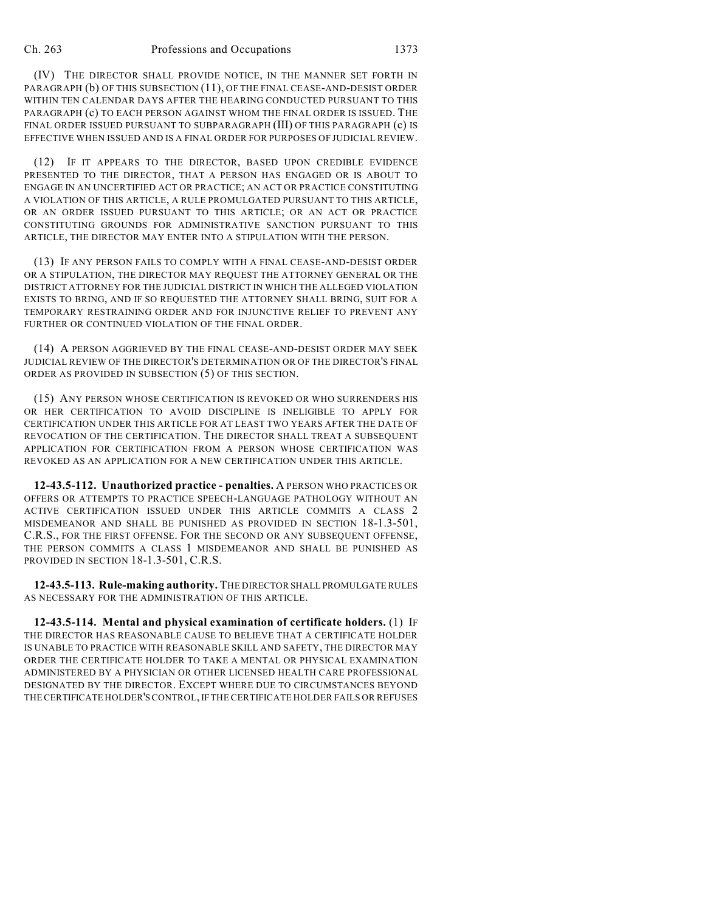(IV) THE DIRECTOR SHALL PROVIDE NOTICE, IN THE MANNER SET FORTH IN PARAGRAPH (b) OF THIS SUBSECTION (11), OF THE FINAL CEASE-AND-DESIST ORDER WITHIN TEN CALENDAR DAYS AFTER THE HEARING CONDUCTED PURSUANT TO THIS PARAGRAPH (c) TO EACH PERSON AGAINST WHOM THE FINAL ORDER IS ISSUED. THE FINAL ORDER ISSUED PURSUANT TO SUBPARAGRAPH (III) OF THIS PARAGRAPH (c) IS EFFECTIVE WHEN ISSUED AND IS A FINAL ORDER FOR PURPOSES OF JUDICIAL REVIEW.

(12) IF IT APPEARS TO THE DIRECTOR, BASED UPON CREDIBLE EVIDENCE PRESENTED TO THE DIRECTOR, THAT A PERSON HAS ENGAGED OR IS ABOUT TO ENGAGE IN AN UNCERTIFIED ACT OR PRACTICE; AN ACT OR PRACTICE CONSTITUTING A VIOLATION OF THIS ARTICLE, A RULE PROMULGATED PURSUANT TO THIS ARTICLE, OR AN ORDER ISSUED PURSUANT TO THIS ARTICLE; OR AN ACT OR PRACTICE CONSTITUTING GROUNDS FOR ADMINISTRATIVE SANCTION PURSUANT TO THIS ARTICLE, THE DIRECTOR MAY ENTER INTO A STIPULATION WITH THE PERSON.

(13) IF ANY PERSON FAILS TO COMPLY WITH A FINAL CEASE-AND-DESIST ORDER OR A STIPULATION, THE DIRECTOR MAY REQUEST THE ATTORNEY GENERAL OR THE DISTRICT ATTORNEY FOR THE JUDICIAL DISTRICT IN WHICH THE ALLEGED VIOLATION EXISTS TO BRING, AND IF SO REQUESTED THE ATTORNEY SHALL BRING, SUIT FOR A TEMPORARY RESTRAINING ORDER AND FOR INJUNCTIVE RELIEF TO PREVENT ANY FURTHER OR CONTINUED VIOLATION OF THE FINAL ORDER.

(14) A PERSON AGGRIEVED BY THE FINAL CEASE-AND-DESIST ORDER MAY SEEK JUDICIAL REVIEW OF THE DIRECTOR'S DETERMINATION OR OF THE DIRECTOR'S FINAL ORDER AS PROVIDED IN SUBSECTION (5) OF THIS SECTION.

(15) ANY PERSON WHOSE CERTIFICATION IS REVOKED OR WHO SURRENDERS HIS OR HER CERTIFICATION TO AVOID DISCIPLINE IS INELIGIBLE TO APPLY FOR CERTIFICATION UNDER THIS ARTICLE FOR AT LEAST TWO YEARS AFTER THE DATE OF REVOCATION OF THE CERTIFICATION. THE DIRECTOR SHALL TREAT A SUBSEQUENT APPLICATION FOR CERTIFICATION FROM A PERSON WHOSE CERTIFICATION WAS REVOKED AS AN APPLICATION FOR A NEW CERTIFICATION UNDER THIS ARTICLE.

**12-43.5-112. Unauthorized practice - penalties.** A PERSON WHO PRACTICES OR OFFERS OR ATTEMPTS TO PRACTICE SPEECH-LANGUAGE PATHOLOGY WITHOUT AN ACTIVE CERTIFICATION ISSUED UNDER THIS ARTICLE COMMITS A CLASS 2 MISDEMEANOR AND SHALL BE PUNISHED AS PROVIDED IN SECTION 18-1.3-501, C.R.S., FOR THE FIRST OFFENSE. FOR THE SECOND OR ANY SUBSEQUENT OFFENSE, THE PERSON COMMITS A CLASS 1 MISDEMEANOR AND SHALL BE PUNISHED AS PROVIDED IN SECTION 18-1.3-501, C.R.S.

**12-43.5-113. Rule-making authority.** THE DIRECTOR SHALL PROMULGATE RULES AS NECESSARY FOR THE ADMINISTRATION OF THIS ARTICLE.

**12-43.5-114. Mental and physical examination of certificate holders.** (1) IF THE DIRECTOR HAS REASONABLE CAUSE TO BELIEVE THAT A CERTIFICATE HOLDER IS UNABLE TO PRACTICE WITH REASONABLE SKILL AND SAFETY, THE DIRECTOR MAY ORDER THE CERTIFICATE HOLDER TO TAKE A MENTAL OR PHYSICAL EXAMINATION ADMINISTERED BY A PHYSICIAN OR OTHER LICENSED HEALTH CARE PROFESSIONAL DESIGNATED BY THE DIRECTOR. EXCEPT WHERE DUE TO CIRCUMSTANCES BEYOND THE CERTIFICATE HOLDER'S CONTROL, IF THE CERTIFICATE HOLDER FAILS OR REFUSES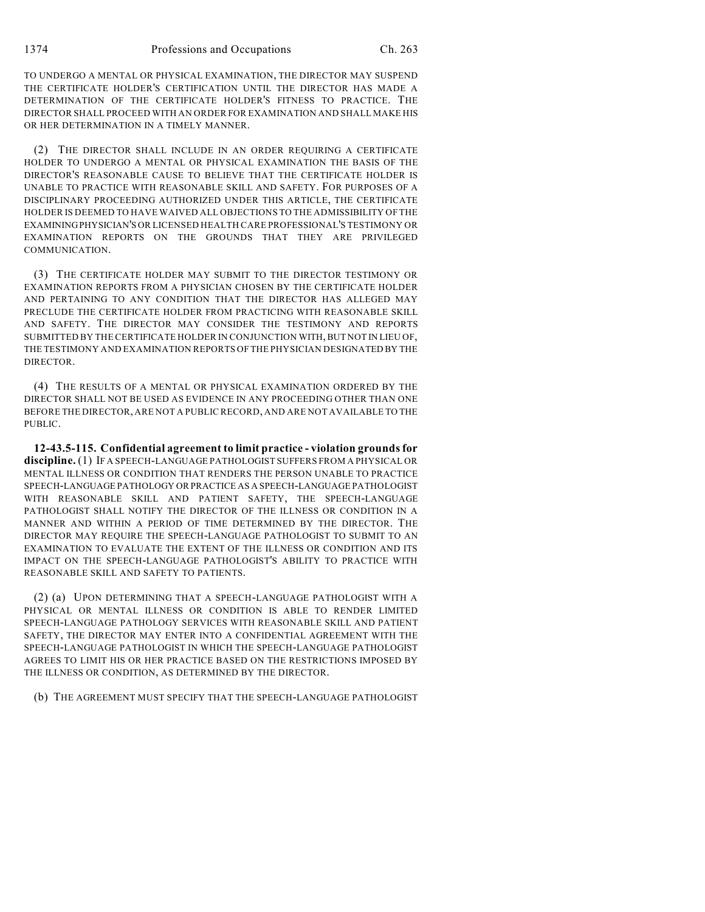TO UNDERGO A MENTAL OR PHYSICAL EXAMINATION, THE DIRECTOR MAY SUSPEND THE CERTIFICATE HOLDER'S CERTIFICATION UNTIL THE DIRECTOR HAS MADE A DETERMINATION OF THE CERTIFICATE HOLDER'S FITNESS TO PRACTICE. THE DIRECTOR SHALL PROCEED WITH AN ORDER FOR EXAMINATION AND SHALL MAKE HIS OR HER DETERMINATION IN A TIMELY MANNER.

(2) THE DIRECTOR SHALL INCLUDE IN AN ORDER REQUIRING A CERTIFICATE HOLDER TO UNDERGO A MENTAL OR PHYSICAL EXAMINATION THE BASIS OF THE DIRECTOR'S REASONABLE CAUSE TO BELIEVE THAT THE CERTIFICATE HOLDER IS UNABLE TO PRACTICE WITH REASONABLE SKILL AND SAFETY. FOR PURPOSES OF A DISCIPLINARY PROCEEDING AUTHORIZED UNDER THIS ARTICLE, THE CERTIFICATE HOLDER IS DEEMED TO HAVE WAIVED ALL OBJECTIONS TO THE ADMISSIBILITY OF THE EXAMINING PHYSICIAN'S OR LICENSED HEALTH CARE PROFESSIONAL'S TESTIMONY OR EXAMINATION REPORTS ON THE GROUNDS THAT THEY ARE PRIVILEGED COMMUNICATION.

(3) THE CERTIFICATE HOLDER MAY SUBMIT TO THE DIRECTOR TESTIMONY OR EXAMINATION REPORTS FROM A PHYSICIAN CHOSEN BY THE CERTIFICATE HOLDER AND PERTAINING TO ANY CONDITION THAT THE DIRECTOR HAS ALLEGED MAY PRECLUDE THE CERTIFICATE HOLDER FROM PRACTICING WITH REASONABLE SKILL AND SAFETY. THE DIRECTOR MAY CONSIDER THE TESTIMONY AND REPORTS SUBMITTED BY THE CERTIFICATE HOLDER IN CONJUNCTION WITH, BUT NOT IN LIEU OF, THE TESTIMONY AND EXAMINATION REPORTS OF THE PHYSICIAN DESIGNATED BY THE DIRECTOR.

(4) THE RESULTS OF A MENTAL OR PHYSICAL EXAMINATION ORDERED BY THE DIRECTOR SHALL NOT BE USED AS EVIDENCE IN ANY PROCEEDING OTHER THAN ONE BEFORE THE DIRECTOR, ARE NOT A PUBLIC RECORD, AND ARE NOT AVAILABLE TO THE PUBLIC.

**12-43.5-115. Confidential agreement to limit practice - violation grounds for discipline.** (1) IF A SPEECH-LANGUAGE PATHOLOGIST SUFFERS FROM A PHYSICAL OR MENTAL ILLNESS OR CONDITION THAT RENDERS THE PERSON UNABLE TO PRACTICE SPEECH-LANGUAGE PATHOLOGY OR PRACTICE AS A SPEECH-LANGUAGE PATHOLOGIST WITH REASONABLE SKILL AND PATIENT SAFETY, THE SPEECH-LANGUAGE PATHOLOGIST SHALL NOTIFY THE DIRECTOR OF THE ILLNESS OR CONDITION IN A MANNER AND WITHIN A PERIOD OF TIME DETERMINED BY THE DIRECTOR. THE DIRECTOR MAY REQUIRE THE SPEECH-LANGUAGE PATHOLOGIST TO SUBMIT TO AN EXAMINATION TO EVALUATE THE EXTENT OF THE ILLNESS OR CONDITION AND ITS IMPACT ON THE SPEECH-LANGUAGE PATHOLOGIST'S ABILITY TO PRACTICE WITH REASONABLE SKILL AND SAFETY TO PATIENTS.

(2) (a) UPON DETERMINING THAT A SPEECH-LANGUAGE PATHOLOGIST WITH A PHYSICAL OR MENTAL ILLNESS OR CONDITION IS ABLE TO RENDER LIMITED SPEECH-LANGUAGE PATHOLOGY SERVICES WITH REASONABLE SKILL AND PATIENT SAFETY, THE DIRECTOR MAY ENTER INTO A CONFIDENTIAL AGREEMENT WITH THE SPEECH-LANGUAGE PATHOLOGIST IN WHICH THE SPEECH-LANGUAGE PATHOLOGIST AGREES TO LIMIT HIS OR HER PRACTICE BASED ON THE RESTRICTIONS IMPOSED BY THE ILLNESS OR CONDITION, AS DETERMINED BY THE DIRECTOR.

(b) THE AGREEMENT MUST SPECIFY THAT THE SPEECH-LANGUAGE PATHOLOGIST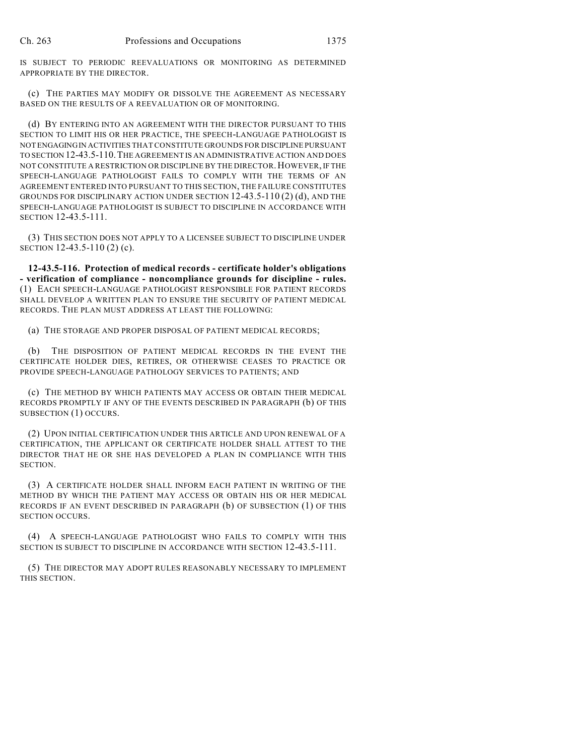IS SUBJECT TO PERIODIC REEVALUATIONS OR MONITORING AS DETERMINED APPROPRIATE BY THE DIRECTOR.

(c) THE PARTIES MAY MODIFY OR DISSOLVE THE AGREEMENT AS NECESSARY BASED ON THE RESULTS OF A REEVALUATION OR OF MONITORING.

(d) BY ENTERING INTO AN AGREEMENT WITH THE DIRECTOR PURSUANT TO THIS SECTION TO LIMIT HIS OR HER PRACTICE, THE SPEECH-LANGUAGE PATHOLOGIST IS NOT ENGAGING IN ACTIVITIES THAT CONSTITUTE GROUNDS FOR DISCIPLINE PURSUANT TO SECTION 12-43.5-110. THE AGREEMENT IS AN ADMINISTRATIVE ACTION AND DOES NOT CONSTITUTE A RESTRICTION OR DISCIPLINE BY THE DIRECTOR. HOWEVER, IF THE SPEECH-LANGUAGE PATHOLOGIST FAILS TO COMPLY WITH THE TERMS OF AN AGREEMENT ENTERED INTO PURSUANT TO THIS SECTION, THE FAILURE CONSTITUTES GROUNDS FOR DISCIPLINARY ACTION UNDER SECTION 12-43.5-110 (2) (d), AND THE SPEECH-LANGUAGE PATHOLOGIST IS SUBJECT TO DISCIPLINE IN ACCORDANCE WITH SECTION 12-43.5-111.

(3) THIS SECTION DOES NOT APPLY TO A LICENSEE SUBJECT TO DISCIPLINE UNDER SECTION 12-43.5-110 (2) (c).

**12-43.5-116. Protection of medical records - certificate holder's obligations - verification of compliance - noncompliance grounds for discipline - rules.** (1) EACH SPEECH-LANGUAGE PATHOLOGIST RESPONSIBLE FOR PATIENT RECORDS SHALL DEVELOP A WRITTEN PLAN TO ENSURE THE SECURITY OF PATIENT MEDICAL RECORDS. THE PLAN MUST ADDRESS AT LEAST THE FOLLOWING:

(a) THE STORAGE AND PROPER DISPOSAL OF PATIENT MEDICAL RECORDS;

(b) THE DISPOSITION OF PATIENT MEDICAL RECORDS IN THE EVENT THE CERTIFICATE HOLDER DIES, RETIRES, OR OTHERWISE CEASES TO PRACTICE OR PROVIDE SPEECH-LANGUAGE PATHOLOGY SERVICES TO PATIENTS; AND

(c) THE METHOD BY WHICH PATIENTS MAY ACCESS OR OBTAIN THEIR MEDICAL RECORDS PROMPTLY IF ANY OF THE EVENTS DESCRIBED IN PARAGRAPH (b) OF THIS SUBSECTION (1) OCCURS.

(2) UPON INITIAL CERTIFICATION UNDER THIS ARTICLE AND UPON RENEWAL OF A CERTIFICATION, THE APPLICANT OR CERTIFICATE HOLDER SHALL ATTEST TO THE DIRECTOR THAT HE OR SHE HAS DEVELOPED A PLAN IN COMPLIANCE WITH THIS SECTION.

(3) A CERTIFICATE HOLDER SHALL INFORM EACH PATIENT IN WRITING OF THE METHOD BY WHICH THE PATIENT MAY ACCESS OR OBTAIN HIS OR HER MEDICAL RECORDS IF AN EVENT DESCRIBED IN PARAGRAPH (b) OF SUBSECTION (1) OF THIS SECTION OCCURS.

(4) A SPEECH-LANGUAGE PATHOLOGIST WHO FAILS TO COMPLY WITH THIS SECTION IS SUBJECT TO DISCIPLINE IN ACCORDANCE WITH SECTION 12-43.5-111.

(5) THE DIRECTOR MAY ADOPT RULES REASONABLY NECESSARY TO IMPLEMENT THIS SECTION.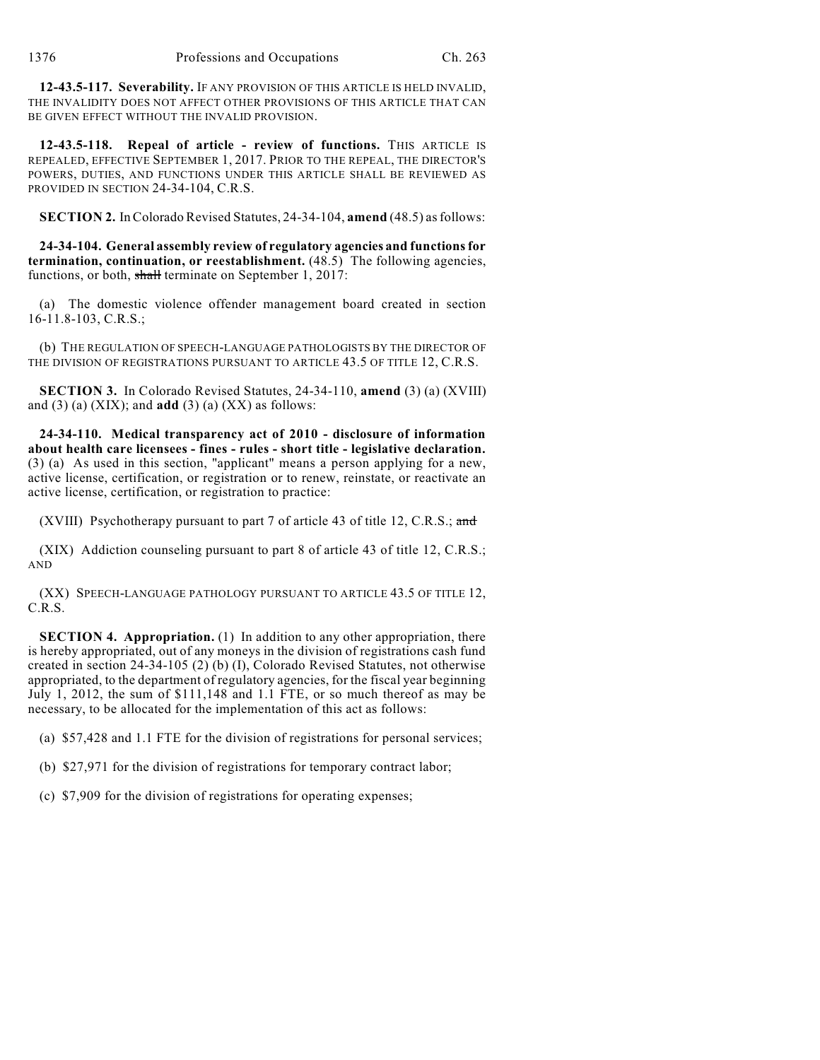**12-43.5-117. Severability.** IF ANY PROVISION OF THIS ARTICLE IS HELD INVALID, THE INVALIDITY DOES NOT AFFECT OTHER PROVISIONS OF THIS ARTICLE THAT CAN BE GIVEN EFFECT WITHOUT THE INVALID PROVISION.

**12-43.5-118. Repeal of article - review of functions.** THIS ARTICLE IS REPEALED, EFFECTIVE SEPTEMBER 1, 2017. PRIOR TO THE REPEAL, THE DIRECTOR'S POWERS, DUTIES, AND FUNCTIONS UNDER THIS ARTICLE SHALL BE REVIEWED AS PROVIDED IN SECTION 24-34-104, C.R.S.

**SECTION 2.** In Colorado Revised Statutes, 24-34-104, **amend** (48.5) as follows:

**24-34-104. General assembly review of regulatory agencies and functions for termination, continuation, or reestablishment.** (48.5) The following agencies, functions, or both, ~~shall~~ terminate on September 1, 2017:

(a) The domestic violence offender management board created in section 16-11.8-103, C.R.S.;

(b) THE REGULATION OF SPEECH-LANGUAGE PATHOLOGISTS BY THE DIRECTOR OF THE DIVISION OF REGISTRATIONS PURSUANT TO ARTICLE 43.5 OF TITLE 12, C.R.S.

**SECTION 3.** In Colorado Revised Statutes, 24-34-110, **amend** (3) (a) (XVIII) and (3) (a) (XIX); and **add** (3) (a) (XX) as follows:

**24-34-110. Medical transparency act of 2010 - disclosure of information about health care licensees - fines - rules - short title - legislative declaration.** (3) (a) As used in this section, "applicant" means a person applying for a new, active license, certification, or registration or to renew, reinstate, or reactivate an active license, certification, or registration to practice:

(XVIII) Psychotherapy pursuant to part 7 of article 43 of title 12, C.R.S.; ~~and~~

(XIX) Addiction counseling pursuant to part 8 of article 43 of title 12, C.R.S.; AND

(XX) SPEECH-LANGUAGE PATHOLOGY PURSUANT TO ARTICLE 43.5 OF TITLE 12, C.R.S.

**SECTION 4. Appropriation.** (1) In addition to any other appropriation, there is hereby appropriated, out of any moneys in the division of registrations cash fund created in section 24-34-105 (2) (b) (I), Colorado Revised Statutes, not otherwise appropriated, to the department of regulatory agencies, for the fiscal year beginning July 1, 2012, the sum of $111,148 and 1.1 FTE, or so much thereof as may be necessary, to be allocated for the implementation of this act as follows:

(a) $57,428 and 1.1 FTE for the division of registrations for personal services;

(b) $27,971 for the division of registrations for temporary contract labor;

(c) $7,909 for the division of registrations for operating expenses;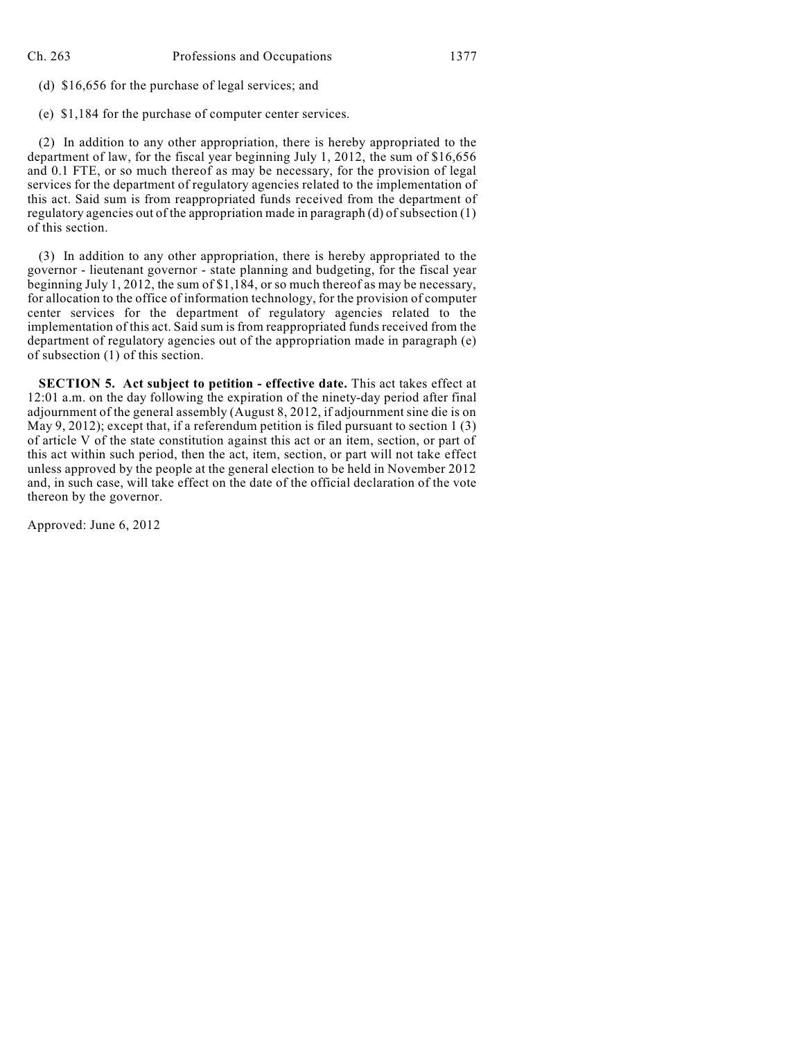(d) $16,656 for the purchase of legal services; and

(e) $1,184 for the purchase of computer center services.

(2) In addition to any other appropriation, there is hereby appropriated to the department of law, for the fiscal year beginning July 1, 2012, the sum of $16,656 and 0.1 FTE, or so much thereof as may be necessary, for the provision of legal services for the department of regulatory agencies related to the implementation of this act. Said sum is from reappropriated funds received from the department of regulatory agencies out of the appropriation made in paragraph (d) of subsection (1) of this section.

(3) In addition to any other appropriation, there is hereby appropriated to the governor - lieutenant governor - state planning and budgeting, for the fiscal year beginning July 1, 2012, the sum of $1,184, or so much thereof as may be necessary, for allocation to the office of information technology, for the provision of computer center services for the department of regulatory agencies related to the implementation of this act. Said sum is from reappropriated funds received from the department of regulatory agencies out of the appropriation made in paragraph (e) of subsection (1) of this section.

**SECTION 5. Act subject to petition - effective date.** This act takes effect at 12:01 a.m. on the day following the expiration of the ninety-day period after final adjournment of the general assembly (August 8, 2012, if adjournment sine die is on May 9, 2012); except that, if a referendum petition is filed pursuant to section 1 (3) of article V of the state constitution against this act or an item, section, or part of this act within such period, then the act, item, section, or part will not take effect unless approved by the people at the general election to be held in November 2012 and, in such case, will take effect on the date of the official declaration of the vote thereon by the governor.

Approved: June 6, 2012